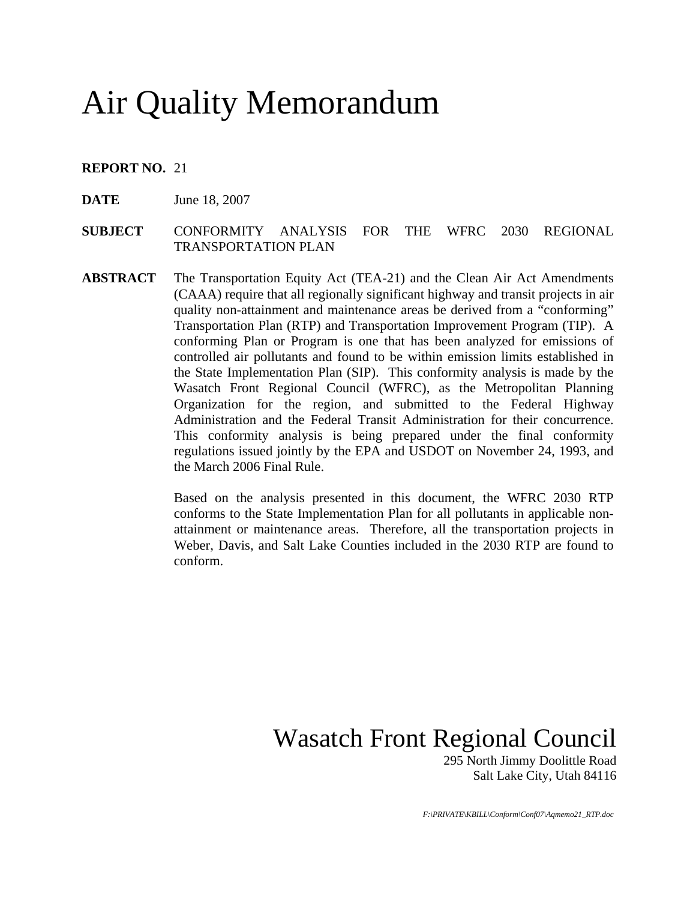# Air Quality Memorandum

**REPORT NO.** 21

**DATE** June 18, 2007

**SUBJECT** CONFORMITY ANALYSIS FOR THE WFRC 2030 REGIONAL TRANSPORTATION PLAN

**ABSTRACT** The Transportation Equity Act (TEA-21) and the Clean Air Act Amendments (CAAA) require that all regionally significant highway and transit projects in air quality non-attainment and maintenance areas be derived from a "conforming" Transportation Plan (RTP) and Transportation Improvement Program (TIP). A conforming Plan or Program is one that has been analyzed for emissions of controlled air pollutants and found to be within emission limits established in the State Implementation Plan (SIP). This conformity analysis is made by the Wasatch Front Regional Council (WFRC), as the Metropolitan Planning Organization for the region, and submitted to the Federal Highway Administration and the Federal Transit Administration for their concurrence. This conformity analysis is being prepared under the final conformity regulations issued jointly by the EPA and USDOT on November 24, 1993, and the March 2006 Final Rule.

Based on the analysis presented in this document, the WFRC 2030 RTP conforms to the State Implementation Plan for all pollutants in applicable non-attainment or maintenance areas. Therefore, all the transportation projects in Weber, Davis, and Salt Lake Counties included in the 2030 RTP are found to conform.

## Wasatch Front Regional Council

295 North Jimmy Doolittle Road
Salt Lake City, Utah 84116

*F:\PRIVATE\KBILL\Conform\Conf07\Aqmemo21_RTP.doc*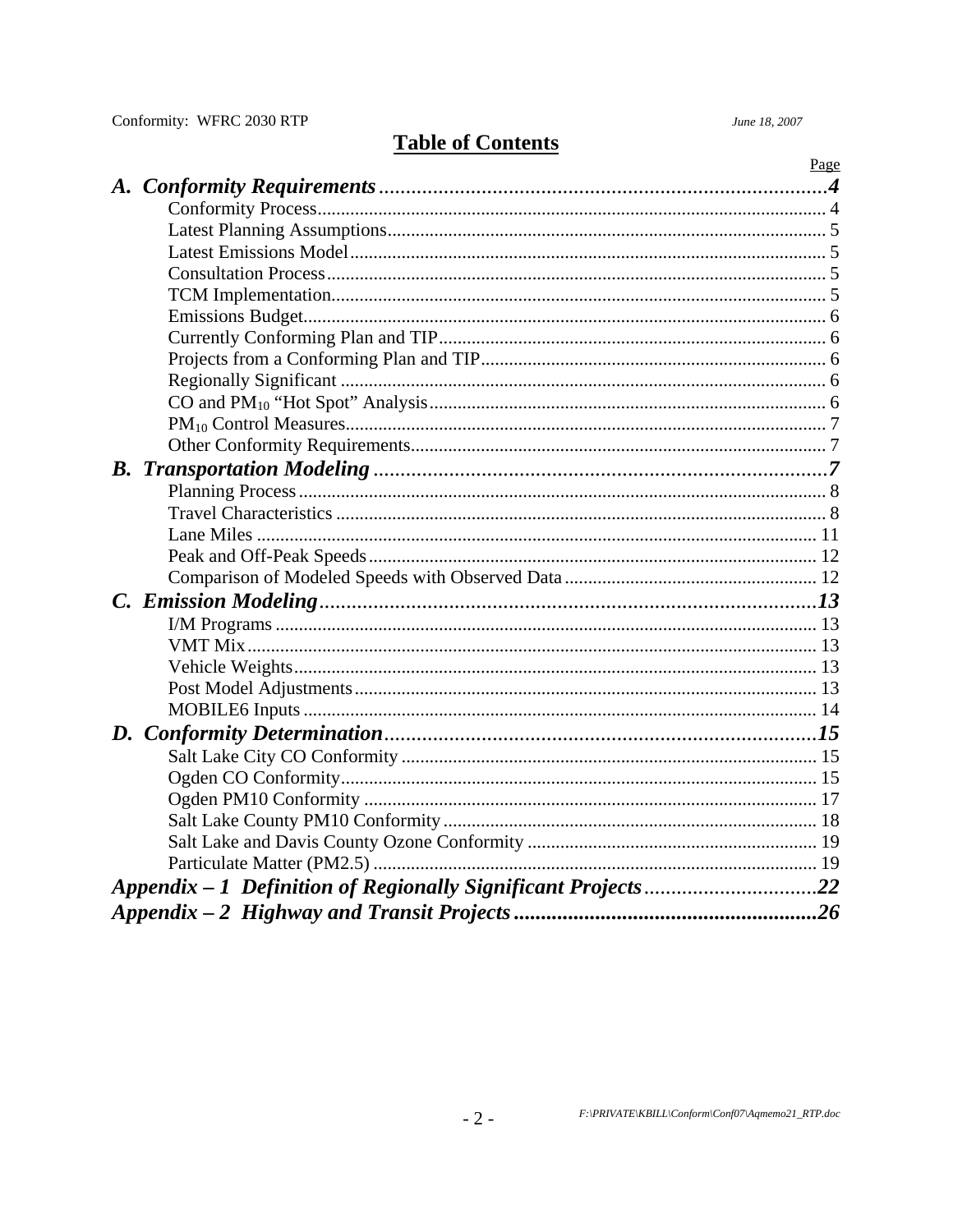# Table of Contents

| | Page |
|---|---|
| ***A. Conformity Requirements*** | ***4*** |
| Conformity Process | 4 |
| Latest Planning Assumptions | 5 |
| Latest Emissions Model | 5 |
| Consultation Process | 5 |
| TCM Implementation | 5 |
| Emissions Budget | 6 |
| Currently Conforming Plan and TIP | 6 |
| Projects from a Conforming Plan and TIP | 6 |
| Regionally Significant | 6 |
| CO and $PM_{10}$ "Hot Spot" Analysis | 6 |
| $PM_{10}$ Control Measures | 7 |
| Other Conformity Requirements | 7 |
| ***B. Transportation Modeling*** | ***7*** |
| Planning Process | 8 |
| Travel Characteristics | 8 |
| Lane Miles | 11 |
| Peak and Off-Peak Speeds | 12 |
| Comparison of Modeled Speeds with Observed Data | 12 |
| ***C. Emission Modeling*** | ***13*** |
| I/M Programs | 13 |
| VMT Mix | 13 |
| Vehicle Weights | 13 |
| Post Model Adjustments | 13 |
| MOBILE6 Inputs | 14 |
| ***D. Conformity Determination*** | ***15*** |
| Salt Lake City CO Conformity | 15 |
| Ogden CO Conformity | 15 |
| Ogden PM10 Conformity | 17 |
| Salt Lake County PM10 Conformity | 18 |
| Salt Lake and Davis County Ozone Conformity | 19 |
| Particulate Matter (PM2.5) | 19 |
| ***Appendix – 1 Definition of Regionally Significant Projects*** | ***22*** |
| ***Appendix – 2 Highway and Transit Projects*** | ***26*** |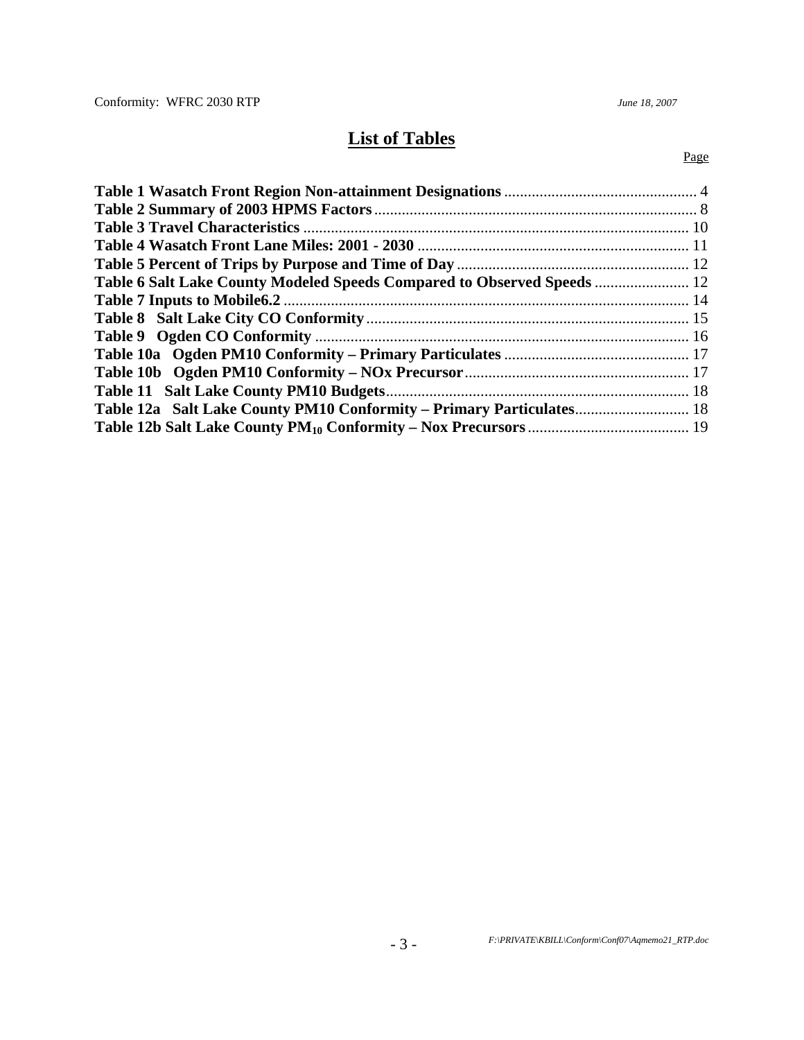# List of Tables

Page

**Table 1 Wasatch Front Region Non-attainment Designations** ................................................ 4
**Table 2 Summary of 2003 HPMS Factors** ................................................................................ 8
**Table 3 Travel Characteristics** ................................................................................................ 10
**Table 4 Wasatch Front Lane Miles: 2001 - 2030** ................................................................... 11
**Table 5 Percent of Trips by Purpose and Time of Day** .......................................................... 12
**Table 6 Salt Lake County Modeled Speeds Compared to Observed Speeds** ........................ 12
**Table 7 Inputs to Mobile6.2** ...................................................................................................... 14
**Table 8 Salt Lake City CO Conformity** ................................................................................... 15
**Table 9 Ogden CO Conformity** ................................................................................................ 16
**Table 10a Ogden PM10 Conformity – Primary Particulates** ............................................... 17
**Table 10b Ogden PM10 Conformity – NOx Precursor** ........................................................ 17
**Table 11 Salt Lake County PM10 Budgets** ............................................................................ 18
**Table 12a Salt Lake County PM10 Conformity – Primary Particulates** ............................ 18
**Table 12b Salt Lake County $PM_{10}$ Conformity – Nox Precursors** ....................................... 19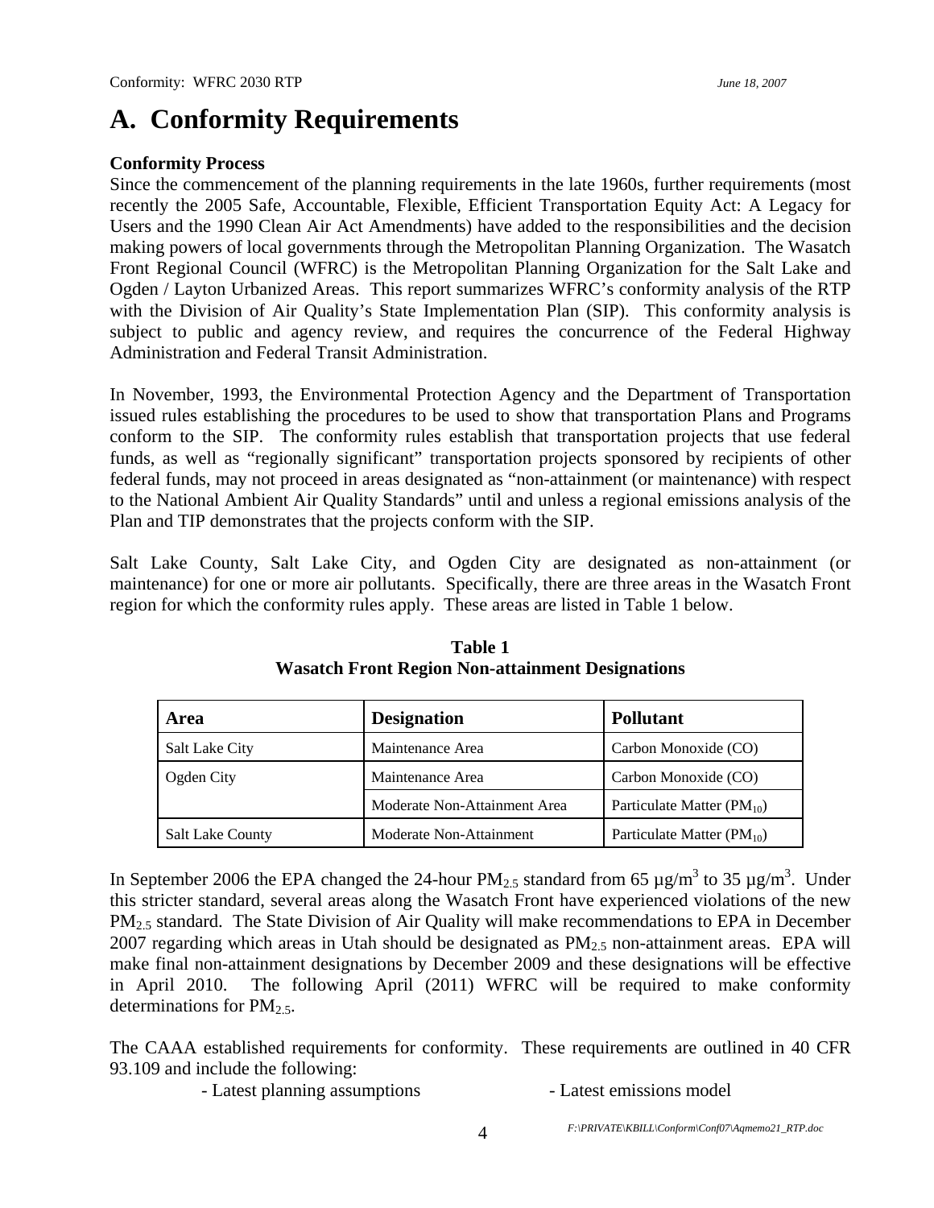# A. Conformity Requirements

**Conformity Process**

Since the commencement of the planning requirements in the late 1960s, further requirements (most recently the 2005 Safe, Accountable, Flexible, Efficient Transportation Equity Act: A Legacy for Users and the 1990 Clean Air Act Amendments) have added to the responsibilities and the decision making powers of local governments through the Metropolitan Planning Organization. The Wasatch Front Regional Council (WFRC) is the Metropolitan Planning Organization for the Salt Lake and Ogden / Layton Urbanized Areas. This report summarizes WFRC's conformity analysis of the RTP with the Division of Air Quality's State Implementation Plan (SIP). This conformity analysis is subject to public and agency review, and requires the concurrence of the Federal Highway Administration and Federal Transit Administration.

In November, 1993, the Environmental Protection Agency and the Department of Transportation issued rules establishing the procedures to be used to show that transportation Plans and Programs conform to the SIP. The conformity rules establish that transportation projects that use federal funds, as well as "regionally significant" transportation projects sponsored by recipients of other federal funds, may not proceed in areas designated as "non-attainment (or maintenance) with respect to the National Ambient Air Quality Standards" until and unless a regional emissions analysis of the Plan and TIP demonstrates that the projects conform with the SIP.

Salt Lake County, Salt Lake City, and Ogden City are designated as non-attainment (or maintenance) for one or more air pollutants. Specifically, there are three areas in the Wasatch Front region for which the conformity rules apply. These areas are listed in Table 1 below.

**Table 1**
**Wasatch Front Region Non-attainment Designations**

| Area | Designation | Pollutant |
|---|---|---|
| Salt Lake City | Maintenance Area | Carbon Monoxide (CO) |
| Ogden City | Maintenance Area | Carbon Monoxide (CO) |
| | Moderate Non-Attainment Area | Particulate Matter ($PM_{10}$) |
| Salt Lake County | Moderate Non-Attainment | Particulate Matter ($PM_{10}$) |

In September 2006 the EPA changed the 24-hour $PM_{2.5}$ standard from 65 µg/m$^3$ to 35 µg/m$^3$. Under this stricter standard, several areas along the Wasatch Front have experienced violations of the new $PM_{2.5}$ standard. The State Division of Air Quality will make recommendations to EPA in December 2007 regarding which areas in Utah should be designated as $PM_{2.5}$ non-attainment areas. EPA will make final non-attainment designations by December 2009 and these designations will be effective in April 2010. The following April (2011) WFRC will be required to make conformity determinations for $PM_{2.5}$.

The CAAA established requirements for conformity. These requirements are outlined in 40 CFR 93.109 and include the following:

- Latest planning assumptions
- Latest emissions model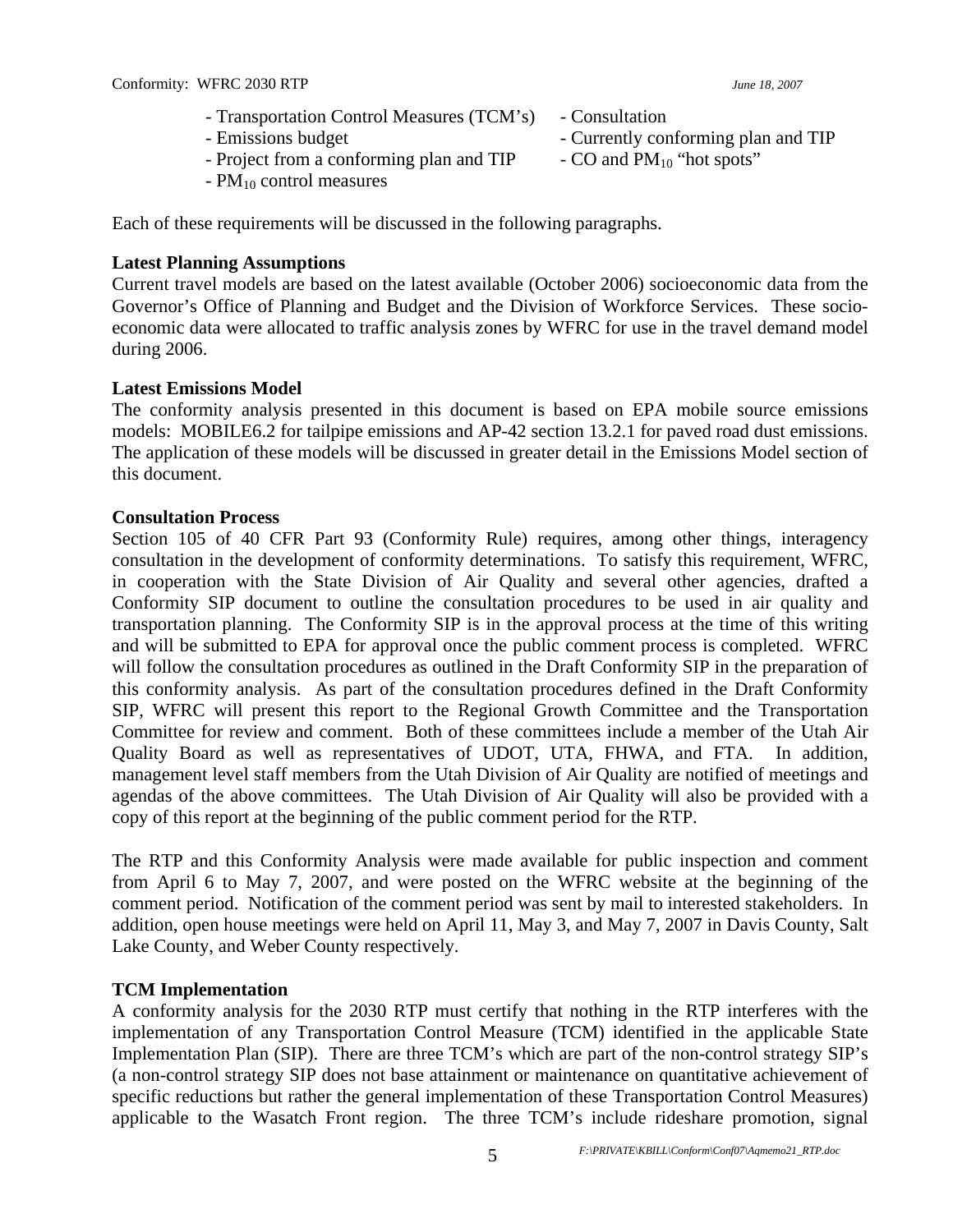- Transportation Control Measures (TCM's)
- Emissions budget
- Project from a conforming plan and TIP
- $PM_{10}$ control measures
- Consultation
- Currently conforming plan and TIP
- CO and $PM_{10}$ "hot spots"

Each of these requirements will be discussed in the following paragraphs.

**Latest Planning Assumptions**

Current travel models are based on the latest available (October 2006) socioeconomic data from the Governor's Office of Planning and Budget and the Division of Workforce Services. These socio-economic data were allocated to traffic analysis zones by WFRC for use in the travel demand model during 2006.

**Latest Emissions Model**

The conformity analysis presented in this document is based on EPA mobile source emissions models: MOBILE6.2 for tailpipe emissions and AP-42 section 13.2.1 for paved road dust emissions. The application of these models will be discussed in greater detail in the Emissions Model section of this document.

**Consultation Process**

Section 105 of 40 CFR Part 93 (Conformity Rule) requires, among other things, interagency consultation in the development of conformity determinations. To satisfy this requirement, WFRC, in cooperation with the State Division of Air Quality and several other agencies, drafted a Conformity SIP document to outline the consultation procedures to be used in air quality and transportation planning. The Conformity SIP is in the approval process at the time of this writing and will be submitted to EPA for approval once the public comment process is completed. WFRC will follow the consultation procedures as outlined in the Draft Conformity SIP in the preparation of this conformity analysis. As part of the consultation procedures defined in the Draft Conformity SIP, WFRC will present this report to the Regional Growth Committee and the Transportation Committee for review and comment. Both of these committees include a member of the Utah Air Quality Board as well as representatives of UDOT, UTA, FHWA, and FTA. In addition, management level staff members from the Utah Division of Air Quality are notified of meetings and agendas of the above committees. The Utah Division of Air Quality will also be provided with a copy of this report at the beginning of the public comment period for the RTP.

The RTP and this Conformity Analysis were made available for public inspection and comment from April 6 to May 7, 2007, and were posted on the WFRC website at the beginning of the comment period. Notification of the comment period was sent by mail to interested stakeholders. In addition, open house meetings were held on April 11, May 3, and May 7, 2007 in Davis County, Salt Lake County, and Weber County respectively.

**TCM Implementation**

A conformity analysis for the 2030 RTP must certify that nothing in the RTP interferes with the implementation of any Transportation Control Measure (TCM) identified in the applicable State Implementation Plan (SIP). There are three TCM's which are part of the non-control strategy SIP's (a non-control strategy SIP does not base attainment or maintenance on quantitative achievement of specific reductions but rather the general implementation of these Transportation Control Measures) applicable to the Wasatch Front region. The three TCM's include rideshare promotion, signal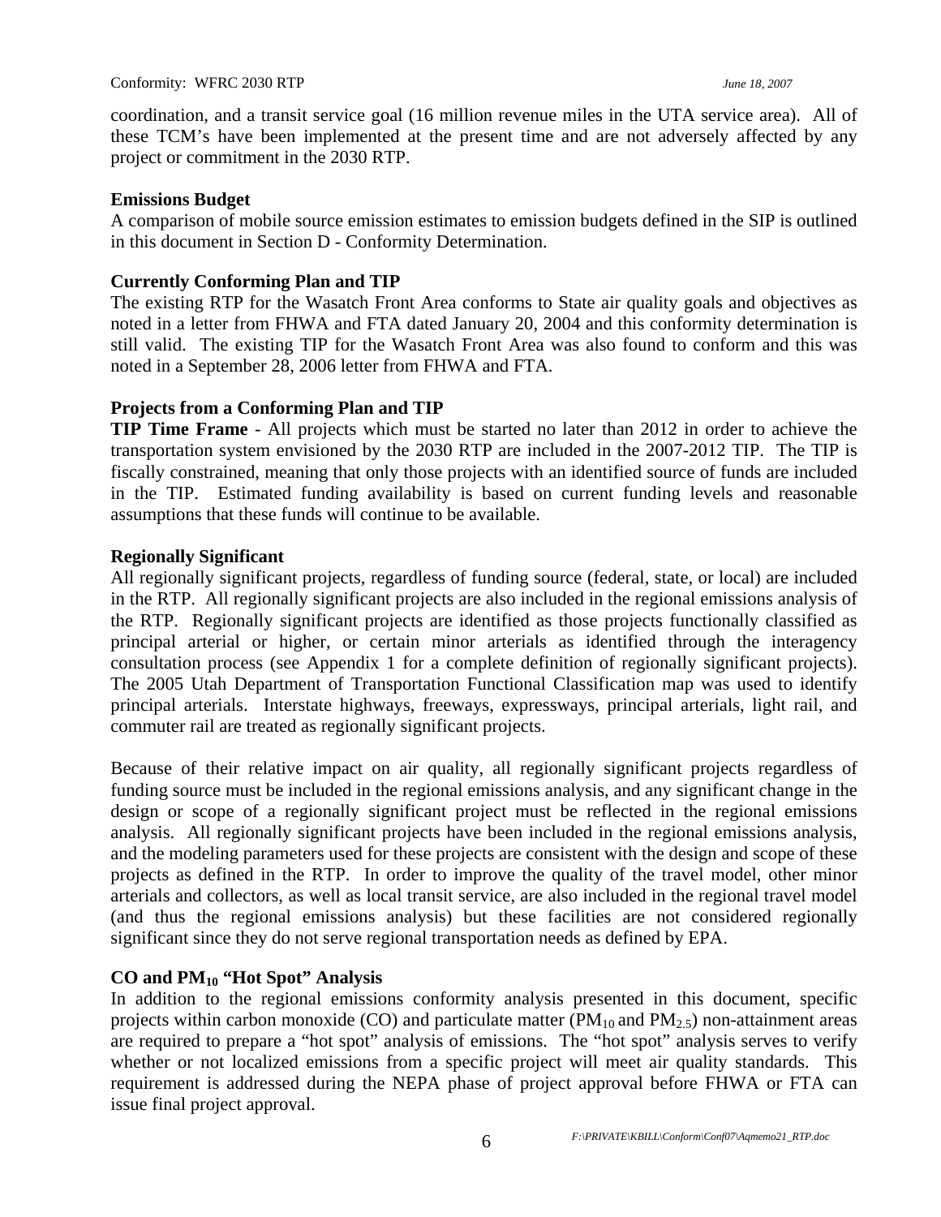coordination, and a transit service goal (16 million revenue miles in the UTA service area). All of these TCM's have been implemented at the present time and are not adversely affected by any project or commitment in the 2030 RTP.

**Emissions Budget**

A comparison of mobile source emission estimates to emission budgets defined in the SIP is outlined in this document in Section D - Conformity Determination.

**Currently Conforming Plan and TIP**

The existing RTP for the Wasatch Front Area conforms to State air quality goals and objectives as noted in a letter from FHWA and FTA dated January 20, 2004 and this conformity determination is still valid. The existing TIP for the Wasatch Front Area was also found to conform and this was noted in a September 28, 2006 letter from FHWA and FTA.

**Projects from a Conforming Plan and TIP**

**TIP Time Frame** - All projects which must be started no later than 2012 in order to achieve the transportation system envisioned by the 2030 RTP are included in the 2007-2012 TIP. The TIP is fiscally constrained, meaning that only those projects with an identified source of funds are included in the TIP. Estimated funding availability is based on current funding levels and reasonable assumptions that these funds will continue to be available.

**Regionally Significant**

All regionally significant projects, regardless of funding source (federal, state, or local) are included in the RTP. All regionally significant projects are also included in the regional emissions analysis of the RTP. Regionally significant projects are identified as those projects functionally classified as principal arterial or higher, or certain minor arterials as identified through the interagency consultation process (see Appendix 1 for a complete definition of regionally significant projects). The 2005 Utah Department of Transportation Functional Classification map was used to identify principal arterials. Interstate highways, freeways, expressways, principal arterials, light rail, and commuter rail are treated as regionally significant projects.

Because of their relative impact on air quality, all regionally significant projects regardless of funding source must be included in the regional emissions analysis, and any significant change in the design or scope of a regionally significant project must be reflected in the regional emissions analysis. All regionally significant projects have been included in the regional emissions analysis, and the modeling parameters used for these projects are consistent with the design and scope of these projects as defined in the RTP. In order to improve the quality of the travel model, other minor arterials and collectors, as well as local transit service, are also included in the regional travel model (and thus the regional emissions analysis) but these facilities are not considered regionally significant since they do not serve regional transportation needs as defined by EPA.

**CO and $PM_{10}$ "Hot Spot" Analysis**

In addition to the regional emissions conformity analysis presented in this document, specific projects within carbon monoxide (CO) and particulate matter ($PM_{10}$ and $PM_{2.5}$) non-attainment areas are required to prepare a "hot spot" analysis of emissions. The "hot spot" analysis serves to verify whether or not localized emissions from a specific project will meet air quality standards. This requirement is addressed during the NEPA phase of project approval before FHWA or FTA can issue final project approval.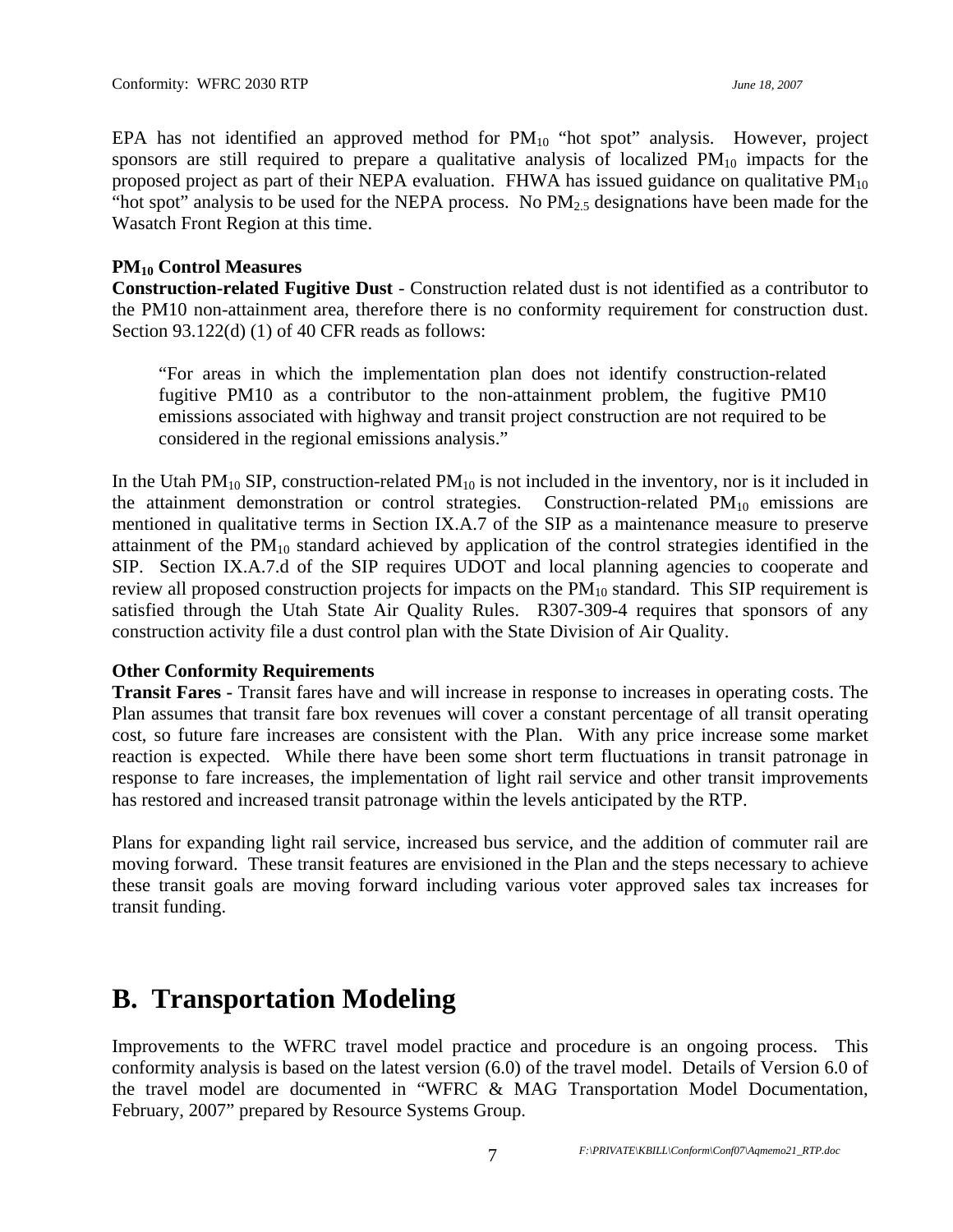EPA has not identified an approved method for $PM_{10}$ "hot spot" analysis. However, project sponsors are still required to prepare a qualitative analysis of localized $PM_{10}$ impacts for the proposed project as part of their NEPA evaluation. FHWA has issued guidance on qualitative $PM_{10}$ "hot spot" analysis to be used for the NEPA process. No $PM_{2.5}$ designations have been made for the Wasatch Front Region at this time.

**$PM_{10}$ Control Measures**

**Construction-related Fugitive Dust** - Construction related dust is not identified as a contributor to the PM10 non-attainment area, therefore there is no conformity requirement for construction dust. Section 93.122(d) (1) of 40 CFR reads as follows:

> "For areas in which the implementation plan does not identify construction-related fugitive PM10 as a contributor to the non-attainment problem, the fugitive PM10 emissions associated with highway and transit project construction are not required to be considered in the regional emissions analysis."

In the Utah $PM_{10}$ SIP, construction-related $PM_{10}$ is not included in the inventory, nor is it included in the attainment demonstration or control strategies. Construction-related $PM_{10}$ emissions are mentioned in qualitative terms in Section IX.A.7 of the SIP as a maintenance measure to preserve attainment of the $PM_{10}$ standard achieved by application of the control strategies identified in the SIP. Section IX.A.7.d of the SIP requires UDOT and local planning agencies to cooperate and review all proposed construction projects for impacts on the $PM_{10}$ standard. This SIP requirement is satisfied through the Utah State Air Quality Rules. R307-309-4 requires that sponsors of any construction activity file a dust control plan with the State Division of Air Quality.

**Other Conformity Requirements**

**Transit Fares -** Transit fares have and will increase in response to increases in operating costs. The Plan assumes that transit fare box revenues will cover a constant percentage of all transit operating cost, so future fare increases are consistent with the Plan. With any price increase some market reaction is expected. While there have been some short term fluctuations in transit patronage in response to fare increases, the implementation of light rail service and other transit improvements has restored and increased transit patronage within the levels anticipated by the RTP.

Plans for expanding light rail service, increased bus service, and the addition of commuter rail are moving forward. These transit features are envisioned in the Plan and the steps necessary to achieve these transit goals are moving forward including various voter approved sales tax increases for transit funding.

# B. Transportation Modeling

Improvements to the WFRC travel model practice and procedure is an ongoing process. This conformity analysis is based on the latest version (6.0) of the travel model. Details of Version 6.0 of the travel model are documented in "WFRC & MAG Transportation Model Documentation, February, 2007" prepared by Resource Systems Group.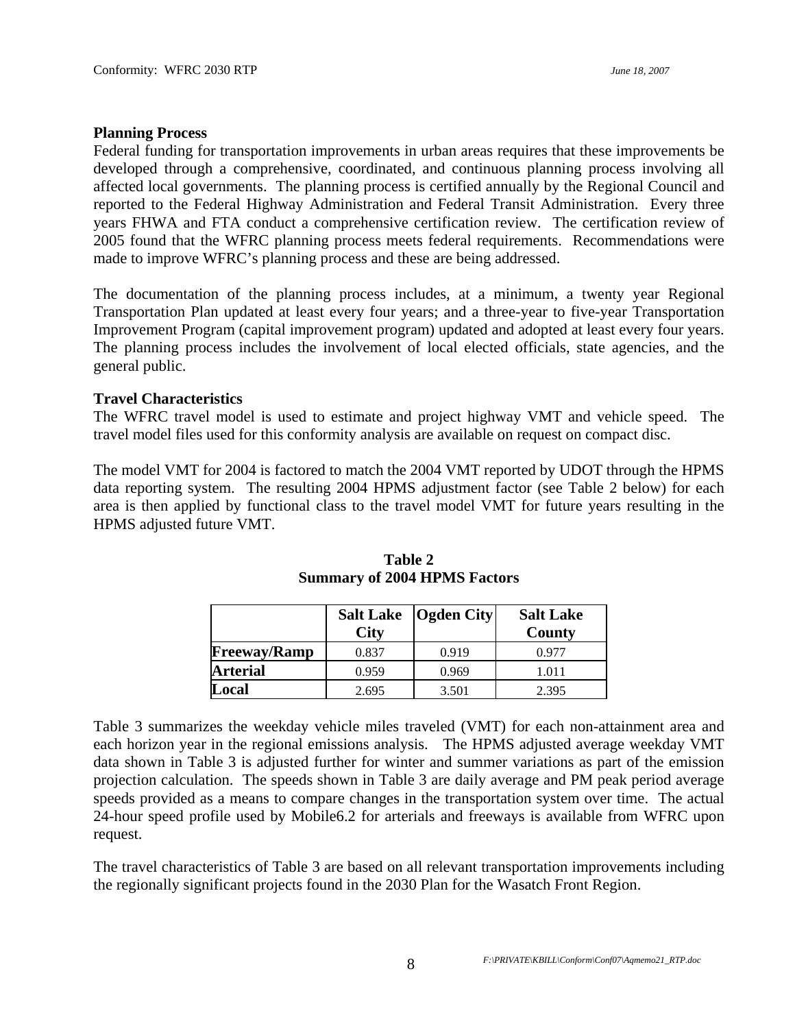**Planning Process**

Federal funding for transportation improvements in urban areas requires that these improvements be developed through a comprehensive, coordinated, and continuous planning process involving all affected local governments. The planning process is certified annually by the Regional Council and reported to the Federal Highway Administration and Federal Transit Administration. Every three years FHWA and FTA conduct a comprehensive certification review. The certification review of 2005 found that the WFRC planning process meets federal requirements. Recommendations were made to improve WFRC's planning process and these are being addressed.

The documentation of the planning process includes, at a minimum, a twenty year Regional Transportation Plan updated at least every four years; and a three-year to five-year Transportation Improvement Program (capital improvement program) updated and adopted at least every four years. The planning process includes the involvement of local elected officials, state agencies, and the general public.

**Travel Characteristics**

The WFRC travel model is used to estimate and project highway VMT and vehicle speed. The travel model files used for this conformity analysis are available on request on compact disc.

The model VMT for 2004 is factored to match the 2004 VMT reported by UDOT through the HPMS data reporting system. The resulting 2004 HPMS adjustment factor (see Table 2 below) for each area is then applied by functional class to the travel model VMT for future years resulting in the HPMS adjusted future VMT.

**Table 2**
**Summary of 2004 HPMS Factors**

| | Salt Lake City | Ogden City | Salt Lake County |
|---|---|---|---|
| **Freeway/Ramp** | 0.837 | 0.919 | 0.977 |
| **Arterial** | 0.959 | 0.969 | 1.011 |
| **Local** | 2.695 | 3.501 | 2.395 |

Table 3 summarizes the weekday vehicle miles traveled (VMT) for each non-attainment area and each horizon year in the regional emissions analysis. The HPMS adjusted average weekday VMT data shown in Table 3 is adjusted further for winter and summer variations as part of the emission projection calculation. The speeds shown in Table 3 are daily average and PM peak period average speeds provided as a means to compare changes in the transportation system over time. The actual 24-hour speed profile used by Mobile6.2 for arterials and freeways is available from WFRC upon request.

The travel characteristics of Table 3 are based on all relevant transportation improvements including the regionally significant projects found in the 2030 Plan for the Wasatch Front Region.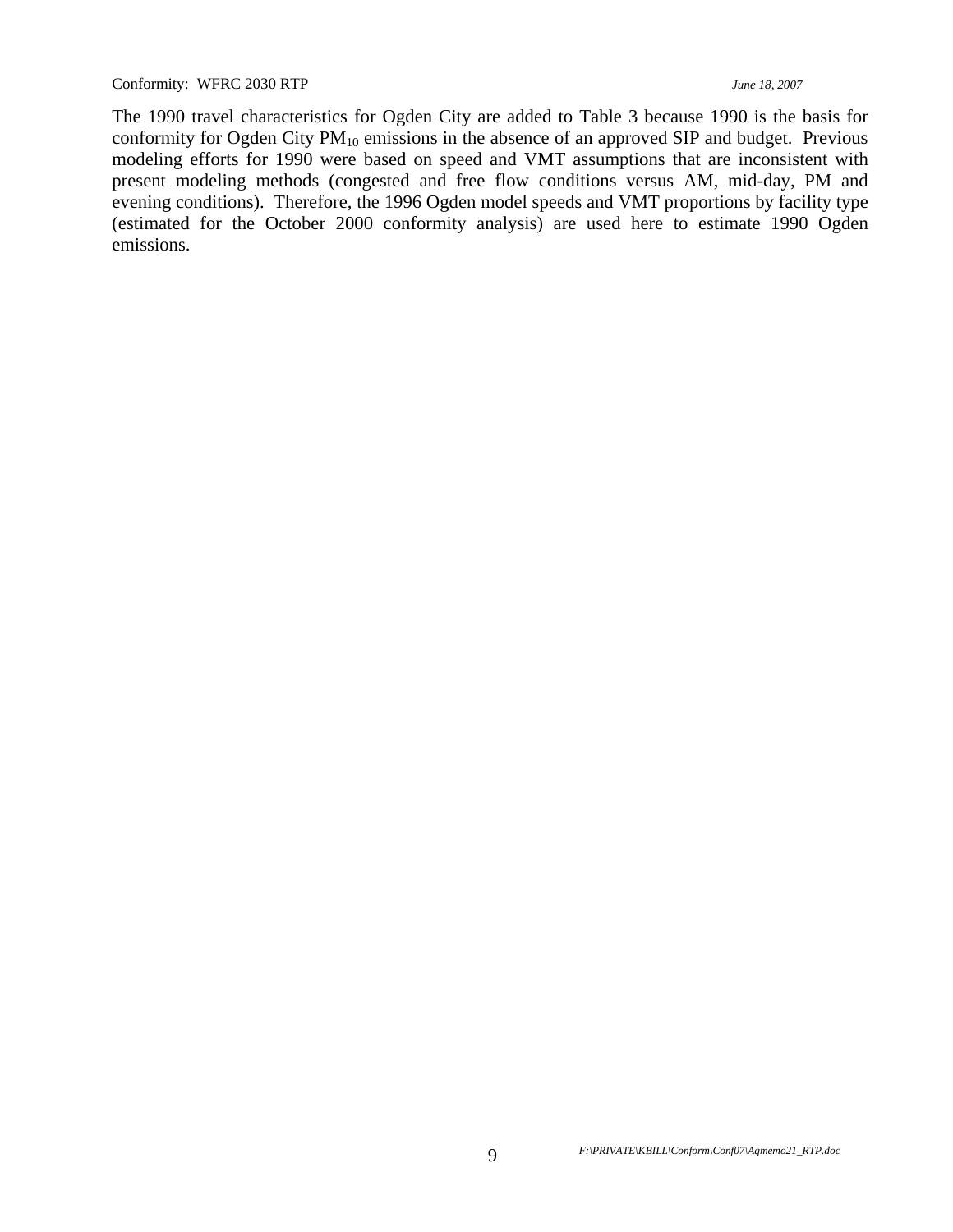The 1990 travel characteristics for Ogden City are added to Table 3 because 1990 is the basis for conformity for Ogden City $PM_{10}$ emissions in the absence of an approved SIP and budget. Previous modeling efforts for 1990 were based on speed and VMT assumptions that are inconsistent with present modeling methods (congested and free flow conditions versus AM, mid-day, PM and evening conditions). Therefore, the 1996 Ogden model speeds and VMT proportions by facility type (estimated for the October 2000 conformity analysis) are used here to estimate 1990 Ogden emissions.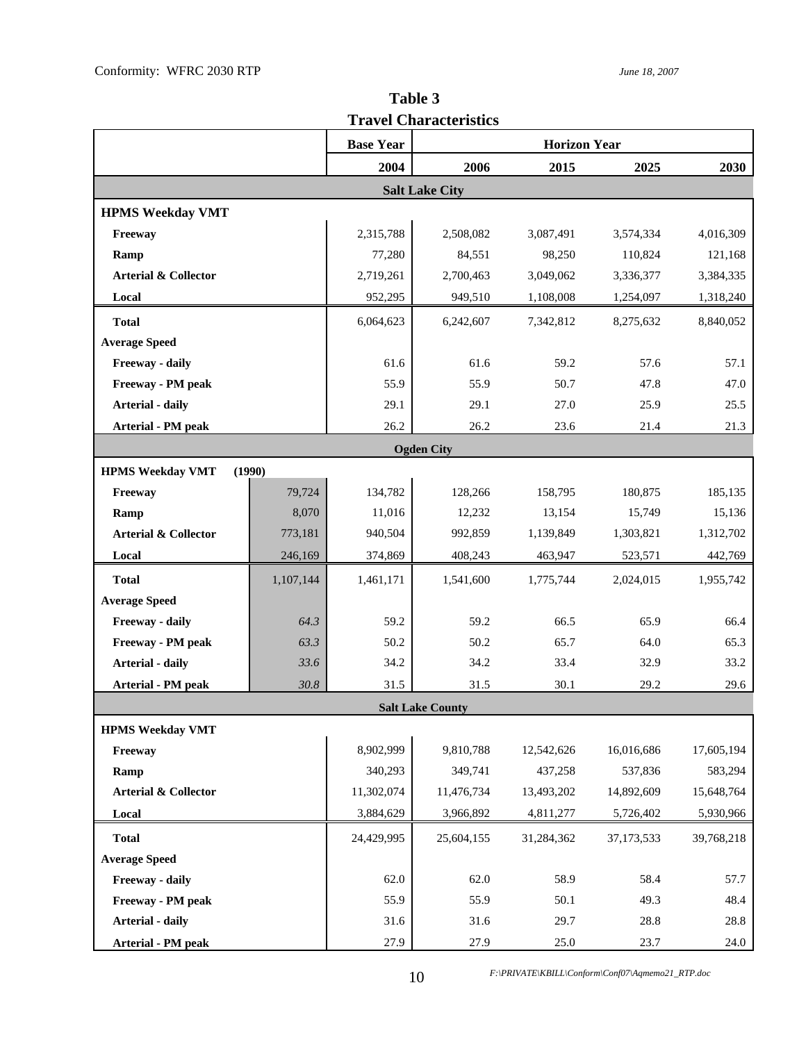## Table 3
## Travel Characteristics

| | | Base Year | Horizon Year | | | |
|---|---|---|---|---|---|---|
| | | 2004 | 2006 | 2015 | 2025 | 2030 |
| **Salt Lake City** | | | | | | |
| **HPMS Weekday VMT** | | | | | | |
| **Freeway** | | 2,315,788 | 2,508,082 | 3,087,491 | 3,574,334 | 4,016,309 |
| **Ramp** | | 77,280 | 84,551 | 98,250 | 110,824 | 121,168 |
| **Arterial & Collector** | | 2,719,261 | 2,700,463 | 3,049,062 | 3,336,377 | 3,384,335 |
| **Local** | | 952,295 | 949,510 | 1,108,008 | 1,254,097 | 1,318,240 |
| **Total** | | 6,064,623 | 6,242,607 | 7,342,812 | 8,275,632 | 8,840,052 |
| **Average Speed** | | | | | | |
| **Freeway - daily** | | 61.6 | 61.6 | 59.2 | 57.6 | 57.1 |
| **Freeway - PM peak** | | 55.9 | 55.9 | 50.7 | 47.8 | 47.0 |
| **Arterial - daily** | | 29.1 | 29.1 | 27.0 | 25.9 | 25.5 |
| **Arterial - PM peak** | | 26.2 | 26.2 | 23.6 | 21.4 | 21.3 |
| **Ogden City** | | | | | | |
| **HPMS Weekday VMT** | **(1990)** | | | | | |
| **Freeway** | 79,724 | 134,782 | 128,266 | 158,795 | 180,875 | 185,135 |
| **Ramp** | 8,070 | 11,016 | 12,232 | 13,154 | 15,749 | 15,136 |
| **Arterial & Collector** | 773,181 | 940,504 | 992,859 | 1,139,849 | 1,303,821 | 1,312,702 |
| **Local** | 246,169 | 374,869 | 408,243 | 463,947 | 523,571 | 442,769 |
| **Total** | 1,107,144 | 1,461,171 | 1,541,600 | 1,775,744 | 2,024,015 | 1,955,742 |
| **Average Speed** | | | | | | |
| **Freeway - daily** | *64.3* | 59.2 | 59.2 | 66.5 | 65.9 | 66.4 |
| **Freeway - PM peak** | *63.3* | 50.2 | 50.2 | 65.7 | 64.0 | 65.3 |
| **Arterial - daily** | *33.6* | 34.2 | 34.2 | 33.4 | 32.9 | 33.2 |
| **Arterial - PM peak** | *30.8* | 31.5 | 31.5 | 30.1 | 29.2 | 29.6 |
| **Salt Lake County** | | | | | | |
| **HPMS Weekday VMT** | | | | | | |
| **Freeway** | | 8,902,999 | 9,810,788 | 12,542,626 | 16,016,686 | 17,605,194 |
| **Ramp** | | 340,293 | 349,741 | 437,258 | 537,836 | 583,294 |
| **Arterial & Collector** | | 11,302,074 | 11,476,734 | 13,493,202 | 14,892,609 | 15,648,764 |
| **Local** | | 3,884,629 | 3,966,892 | 4,811,277 | 5,726,402 | 5,930,966 |
| **Total** | | 24,429,995 | 25,604,155 | 31,284,362 | 37,173,533 | 39,768,218 |
| **Average Speed** | | | | | | |
| **Freeway - daily** | | 62.0 | 62.0 | 58.9 | 58.4 | 57.7 |
| **Freeway - PM peak** | | 55.9 | 55.9 | 50.1 | 49.3 | 48.4 |
| **Arterial - daily** | | 31.6 | 31.6 | 29.7 | 28.8 | 28.8 |
| **Arterial - PM peak** | | 27.9 | 27.9 | 25.0 | 23.7 | 24.0 |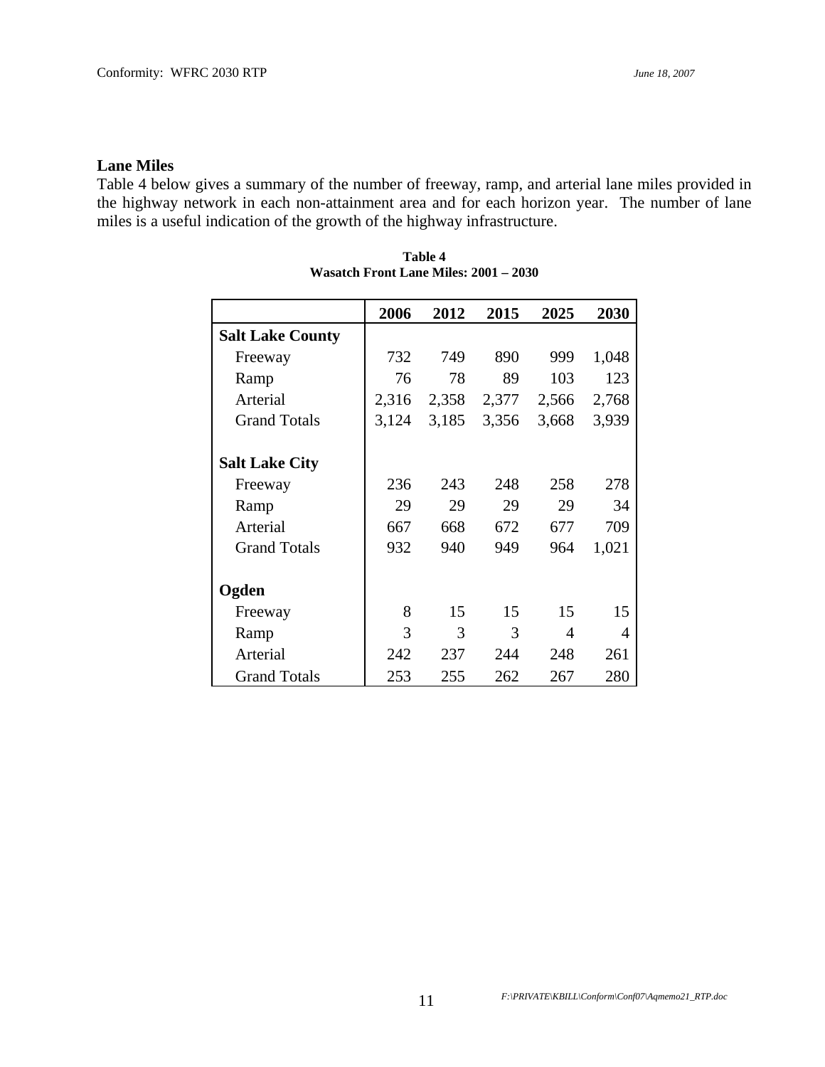## Lane Miles

Table 4 below gives a summary of the number of freeway, ramp, and arterial lane miles provided in the highway network in each non-attainment area and for each horizon year. The number of lane miles is a useful indication of the growth of the highway infrastructure.

**Table 4**
**Wasatch Front Lane Miles: 2001 – 2030**

| | 2006 | 2012 | 2015 | 2025 | 2030 |
|---|---|---|---|---|---|
| **Salt Lake County** | | | | | |
| Freeway | 732 | 749 | 890 | 999 | 1,048 |
| Ramp | 76 | 78 | 89 | 103 | 123 |
| Arterial | 2,316 | 2,358 | 2,377 | 2,566 | 2,768 |
| Grand Totals | 3,124 | 3,185 | 3,356 | 3,668 | 3,939 |
| **Salt Lake City** | | | | | |
| Freeway | 236 | 243 | 248 | 258 | 278 |
| Ramp | 29 | 29 | 29 | 29 | 34 |
| Arterial | 667 | 668 | 672 | 677 | 709 |
| Grand Totals | 932 | 940 | 949 | 964 | 1,021 |
| **Ogden** | | | | | |
| Freeway | 8 | 15 | 15 | 15 | 15 |
| Ramp | 3 | 3 | 3 | 4 | 4 |
| Arterial | 242 | 237 | 244 | 248 | 261 |
| Grand Totals | 253 | 255 | 262 | 267 | 280 |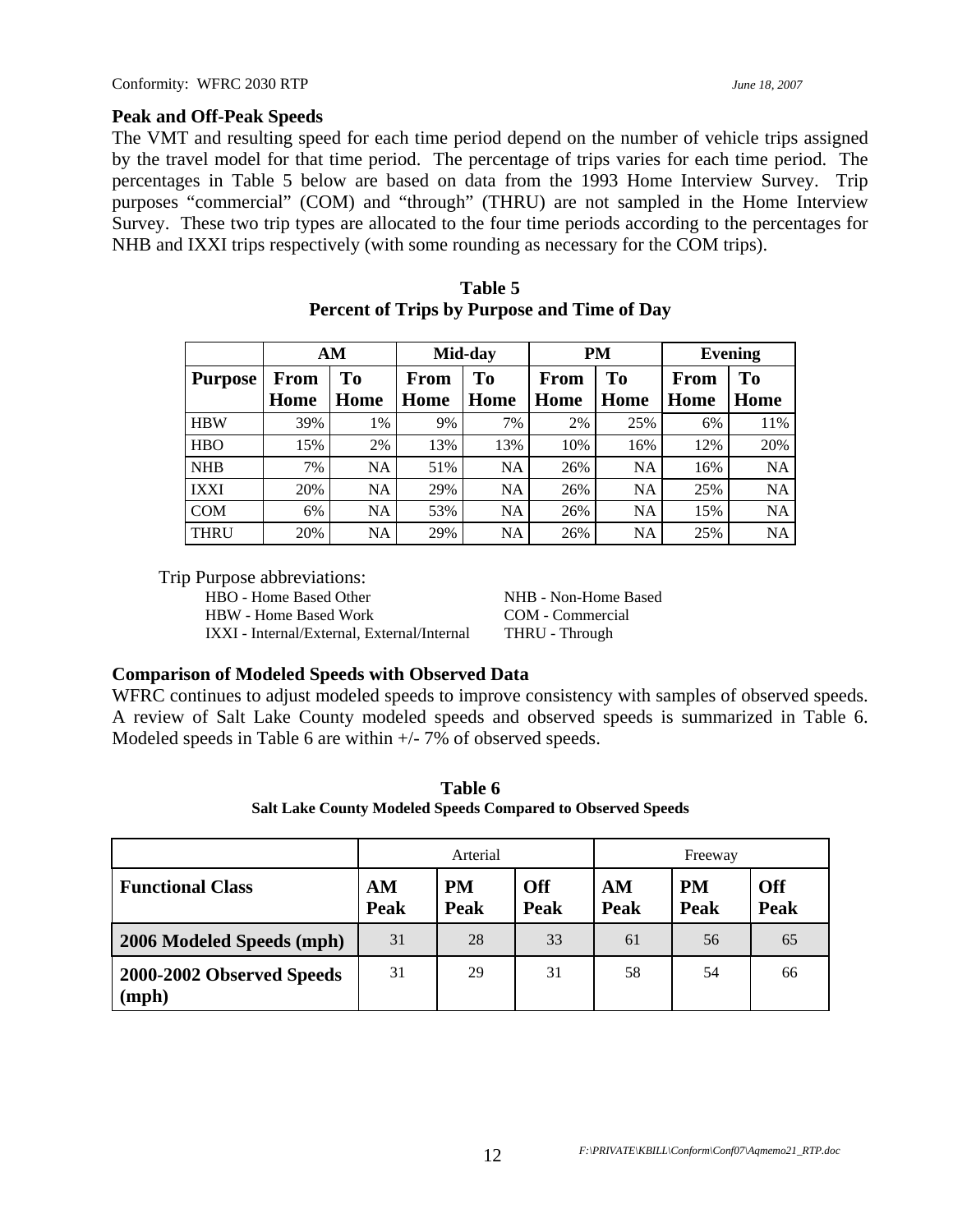### Peak and Off-Peak Speeds

The VMT and resulting speed for each time period depend on the number of vehicle trips assigned by the travel model for that time period. The percentage of trips varies for each time period. The percentages in Table 5 below are based on data from the 1993 Home Interview Survey. Trip purposes "commercial" (COM) and "through" (THRU) are not sampled in the Home Interview Survey. These two trip types are allocated to the four time periods according to the percentages for NHB and IXXI trips respectively (with some rounding as necessary for the COM trips).

**Table 5**
**Percent of Trips by Purpose and Time of Day**

| | AM | | Mid-day | | PM | | Evening | |
|---|---|---|---|---|---|---|---|---|
| **Purpose** | **From Home** | **To Home** | **From Home** | **To Home** | **From Home** | **To Home** | **From Home** | **To Home** |
| HBW | 39% | 1% | 9% | 7% | 2% | 25% | 6% | 11% |
| HBO | 15% | 2% | 13% | 13% | 10% | 16% | 12% | 20% |
| NHB | 7% | NA | 51% | NA | 26% | NA | 16% | NA |
| IXXI | 20% | NA | 29% | NA | 26% | NA | 25% | NA |
| COM | 6% | NA | 53% | NA | 26% | NA | 15% | NA |
| THRU | 20% | NA | 29% | NA | 26% | NA | 25% | NA |

Trip Purpose abbreviations:

- HBO - Home Based Other
- HBW - Home Based Work
- IXXI - Internal/External, External/Internal
- NHB - Non-Home Based
- COM - Commercial
- THRU - Through

### Comparison of Modeled Speeds with Observed Data

WFRC continues to adjust modeled speeds to improve consistency with samples of observed speeds. A review of Salt Lake County modeled speeds and observed speeds is summarized in Table 6. Modeled speeds in Table 6 are within +/- 7% of observed speeds.

**Table 6**
**Salt Lake County Modeled Speeds Compared to Observed Speeds**

| | Arterial | | | Freeway | | |
|---|---|---|---|---|---|---|
| **Functional Class** | **AM Peak** | **PM Peak** | **Off Peak** | **AM Peak** | **PM Peak** | **Off Peak** |
| **2006 Modeled Speeds (mph)** | 31 | 28 | 33 | 61 | 56 | 65 |
| **2000-2002 Observed Speeds (mph)** | 31 | 29 | 31 | 58 | 54 | 66 |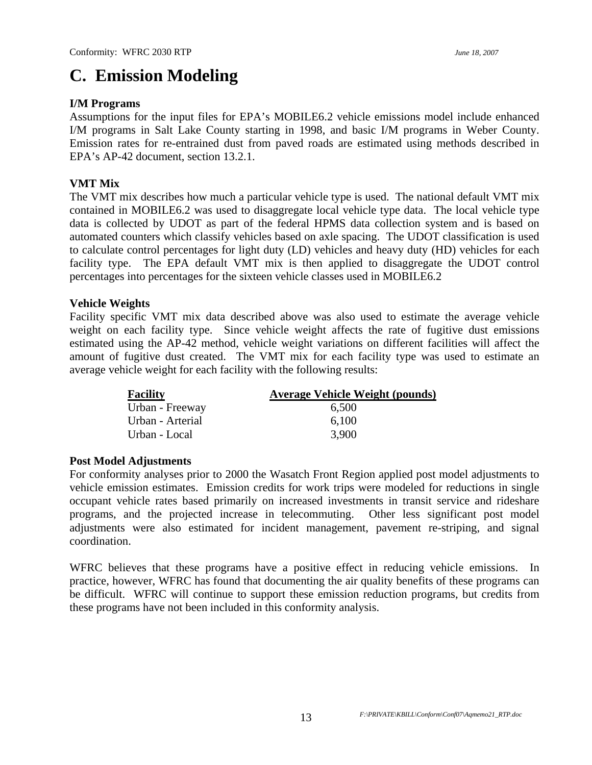# C. Emission Modeling

**I/M Programs**

Assumptions for the input files for EPA's MOBILE6.2 vehicle emissions model include enhanced I/M programs in Salt Lake County starting in 1998, and basic I/M programs in Weber County. Emission rates for re-entrained dust from paved roads are estimated using methods described in EPA's AP-42 document, section 13.2.1.

**VMT Mix**

The VMT mix describes how much a particular vehicle type is used. The national default VMT mix contained in MOBILE6.2 was used to disaggregate local vehicle type data. The local vehicle type data is collected by UDOT as part of the federal HPMS data collection system and is based on automated counters which classify vehicles based on axle spacing. The UDOT classification is used to calculate control percentages for light duty (LD) vehicles and heavy duty (HD) vehicles for each facility type. The EPA default VMT mix is then applied to disaggregate the UDOT control percentages into percentages for the sixteen vehicle classes used in MOBILE6.2

**Vehicle Weights**

Facility specific VMT mix data described above was also used to estimate the average vehicle weight on each facility type. Since vehicle weight affects the rate of fugitive dust emissions estimated using the AP-42 method, vehicle weight variations on different facilities will affect the amount of fugitive dust created. The VMT mix for each facility type was used to estimate an average vehicle weight for each facility with the following results:

| Facility | Average Vehicle Weight (pounds) |
|---|---|
| Urban - Freeway | 6,500 |
| Urban - Arterial | 6,100 |
| Urban - Local | 3,900 |

**Post Model Adjustments**

For conformity analyses prior to 2000 the Wasatch Front Region applied post model adjustments to vehicle emission estimates. Emission credits for work trips were modeled for reductions in single occupant vehicle rates based primarily on increased investments in transit service and rideshare programs, and the projected increase in telecommuting. Other less significant post model adjustments were also estimated for incident management, pavement re-striping, and signal coordination.

WFRC believes that these programs have a positive effect in reducing vehicle emissions. In practice, however, WFRC has found that documenting the air quality benefits of these programs can be difficult. WFRC will continue to support these emission reduction programs, but credits from these programs have not been included in this conformity analysis.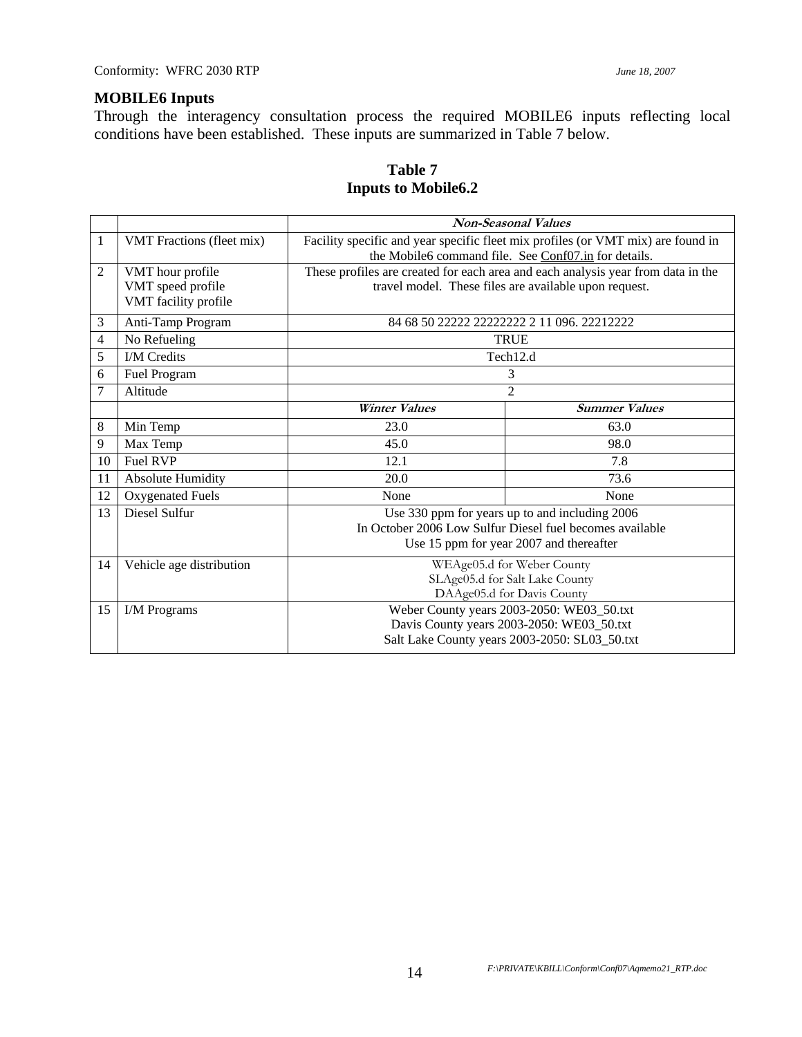### MOBILE6 Inputs

Through the interagency consultation process the required MOBILE6 inputs reflecting local conditions have been established. These inputs are summarized in Table 7 below.

**Table 7**
**Inputs to Mobile6.2**

| | | ***Non-Seasonal Values*** | |
|---|---|---|---|
| 1 | VMT Fractions (fleet mix) | Facility specific and year specific fleet mix profiles (or VMT mix) are found in the Mobile6 command file. See Conf07.in for details. | |
| 2 | VMT hour profile<br>VMT speed profile<br>VMT facility profile | These profiles are created for each area and each analysis year from data in the travel model. These files are available upon request. | |
| 3 | Anti-Tamp Program | 84 68 50 22222 22222222 2 11 096. 22212222 | |
| 4 | No Refueling | TRUE | |
| 5 | I/M Credits | Tech12.d | |
| 6 | Fuel Program | 3 | |
| 7 | Altitude | 2 | |
| | | ***Winter Values*** | ***Summer Values*** |
| 8 | Min Temp | 23.0 | 63.0 |
| 9 | Max Temp | 45.0 | 98.0 |
| 10 | Fuel RVP | 12.1 | 7.8 |
| 11 | Absolute Humidity | 20.0 | 73.6 |
| 12 | Oxygenated Fuels | None | None |
| 13 | Diesel Sulfur | Use 330 ppm for years up to and including 2006<br>In October 2006 Low Sulfur Diesel fuel becomes available<br>Use 15 ppm for year 2007 and thereafter | |
| 14 | Vehicle age distribution | WEAge05.d for Weber County<br>SLAge05.d for Salt Lake County<br>DAAge05.d for Davis County | |
| 15 | I/M Programs | Weber County years 2003-2050: WE03_50.txt<br>Davis County years 2003-2050: WE03_50.txt<br>Salt Lake County years 2003-2050: SL03_50.txt | |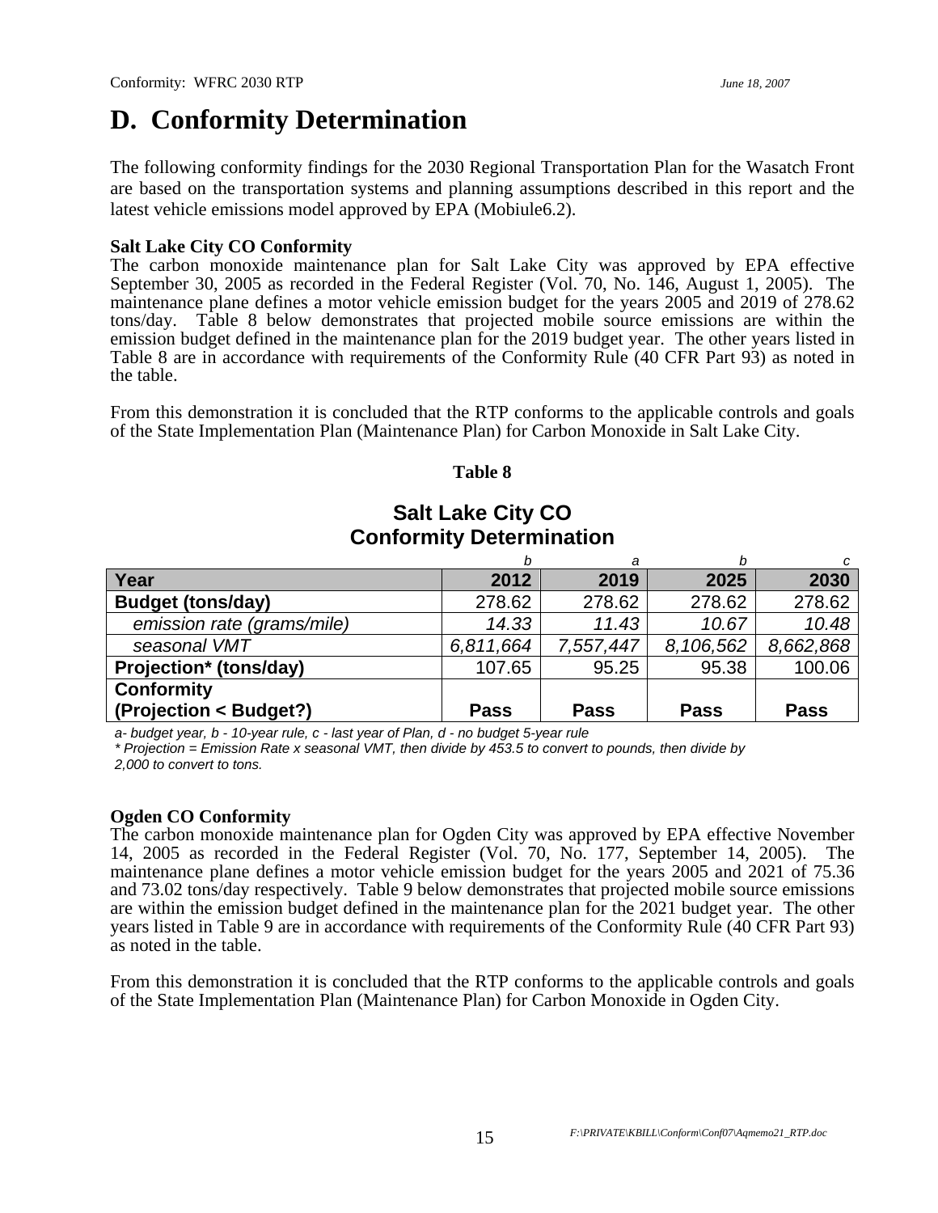# D. Conformity Determination

The following conformity findings for the 2030 Regional Transportation Plan for the Wasatch Front are based on the transportation systems and planning assumptions described in this report and the latest vehicle emissions model approved by EPA (Mobiule6.2).

**Salt Lake City CO Conformity**

The carbon monoxide maintenance plan for Salt Lake City was approved by EPA effective September 30, 2005 as recorded in the Federal Register (Vol. 70, No. 146, August 1, 2005). The maintenance plane defines a motor vehicle emission budget for the years 2005 and 2019 of 278.62 tons/day. Table 8 below demonstrates that projected mobile source emissions are within the emission budget defined in the maintenance plan for the 2019 budget year. The other years listed in Table 8 are in accordance with requirements of the Conformity Rule (40 CFR Part 93) as noted in the table.

From this demonstration it is concluded that the RTP conforms to the applicable controls and goals of the State Implementation Plan (Maintenance Plan) for Carbon Monoxide in Salt Lake City.

**Table 8**

**Salt Lake City CO Conformity Determination**

| | *b* | *a* | *b* | *c* |
|---|---|---|---|---|
| **Year** | **2012** | **2019** | **2025** | **2030** |
| **Budget (tons/day)** | 278.62 | 278.62 | 278.62 | 278.62 |
| *emission rate (grams/mile)* | *14.33* | *11.43* | *10.67* | *10.48* |
| *seasonal VMT* | *6,811,664* | *7,557,447* | *8,106,562* | *8,662,868* |
| **Projection* (tons/day)** | 107.65 | 95.25 | 95.38 | 100.06 |
| **Conformity (Projection < Budget?)** | **Pass** | **Pass** | **Pass** | **Pass** |

*a- budget year, b - 10-year rule, c - last year of Plan, d - no budget 5-year rule*

*\* Projection = Emission Rate x seasonal VMT, then divide by 453.5 to convert to pounds, then divide by 2,000 to convert to tons.*

**Ogden CO Conformity**

The carbon monoxide maintenance plan for Ogden City was approved by EPA effective November 14, 2005 as recorded in the Federal Register (Vol. 70, No. 177, September 14, 2005). The maintenance plane defines a motor vehicle emission budget for the years 2005 and 2021 of 75.36 and 73.02 tons/day respectively. Table 9 below demonstrates that projected mobile source emissions are within the emission budget defined in the maintenance plan for the 2021 budget year. The other years listed in Table 9 are in accordance with requirements of the Conformity Rule (40 CFR Part 93) as noted in the table.

From this demonstration it is concluded that the RTP conforms to the applicable controls and goals of the State Implementation Plan (Maintenance Plan) for Carbon Monoxide in Ogden City.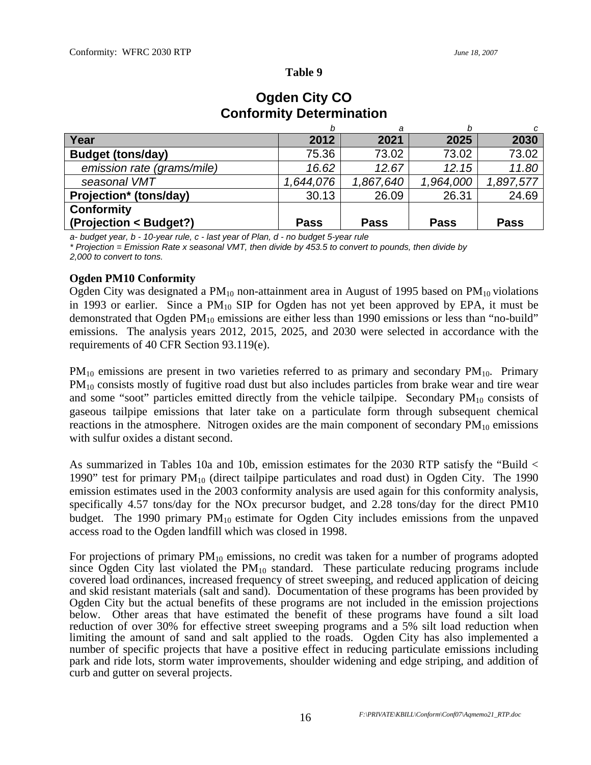**Table 9**

## Ogden City CO Conformity Determination

| | b | a | b | c |
|---|---|---|---|---|
| **Year** | **2012** | **2021** | **2025** | **2030** |
| **Budget (tons/day)** | 75.36 | 73.02 | 73.02 | 73.02 |
| *emission rate (grams/mile)* | *16.62* | *12.67* | *12.15* | *11.80* |
| *seasonal VMT* | *1,644,076* | *1,867,640* | *1,964,000* | *1,897,577* |
| **Projection* (tons/day)** | 30.13 | 26.09 | 26.31 | 24.69 |
| **Conformity (Projection < Budget?)** | **Pass** | **Pass** | **Pass** | **Pass** |

*a- budget year, b - 10-year rule, c - last year of Plan, d - no budget 5-year rule*
*\* Projection = Emission Rate x seasonal VMT, then divide by 453.5 to convert to pounds, then divide by 2,000 to convert to tons.*

**Ogden PM10 Conformity**

Ogden City was designated a $PM_{10}$ non-attainment area in August of 1995 based on $PM_{10}$ violations in 1993 or earlier. Since a $PM_{10}$ SIP for Ogden has not yet been approved by EPA, it must be demonstrated that Ogden $PM_{10}$ emissions are either less than 1990 emissions or less than "no-build" emissions. The analysis years 2012, 2015, 2025, and 2030 were selected in accordance with the requirements of 40 CFR Section 93.119(e).

$PM_{10}$ emissions are present in two varieties referred to as primary and secondary $PM_{10}$. Primary $PM_{10}$ consists mostly of fugitive road dust but also includes particles from brake wear and tire wear and some "soot" particles emitted directly from the vehicle tailpipe. Secondary $PM_{10}$ consists of gaseous tailpipe emissions that later take on a particulate form through subsequent chemical reactions in the atmosphere. Nitrogen oxides are the main component of secondary $PM_{10}$ emissions with sulfur oxides a distant second.

As summarized in Tables 10a and 10b, emission estimates for the 2030 RTP satisfy the "Build < 1990" test for primary $PM_{10}$ (direct tailpipe particulates and road dust) in Ogden City. The 1990 emission estimates used in the 2003 conformity analysis are used again for this conformity analysis, specifically 4.57 tons/day for the NOx precursor budget, and 2.28 tons/day for the direct PM10 budget. The 1990 primary $PM_{10}$ estimate for Ogden City includes emissions from the unpaved access road to the Ogden landfill which was closed in 1998.

For projections of primary $PM_{10}$ emissions, no credit was taken for a number of programs adopted since Ogden City last violated the $PM_{10}$ standard. These particulate reducing programs include covered load ordinances, increased frequency of street sweeping, and reduced application of deicing and skid resistant materials (salt and sand). Documentation of these programs has been provided by Ogden City but the actual benefits of these programs are not included in the emission projections below. Other areas that have estimated the benefit of these programs have found a silt load reduction of over 30% for effective street sweeping programs and a 5% silt load reduction when limiting the amount of sand and salt applied to the roads. Ogden City has also implemented a number of specific projects that have a positive effect in reducing particulate emissions including park and ride lots, storm water improvements, shoulder widening and edge striping, and addition of curb and gutter on several projects.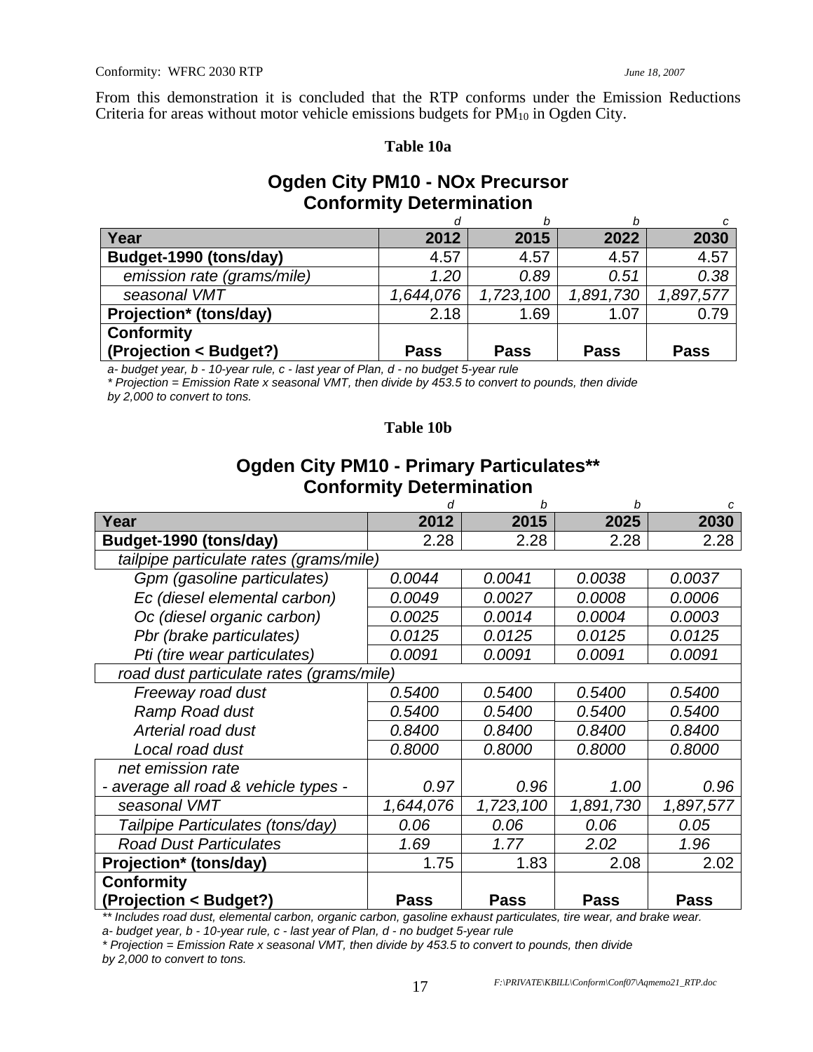From this demonstration it is concluded that the RTP conforms under the Emission Reductions Criteria for areas without motor vehicle emissions budgets for $PM_{10}$ in Ogden City.

**Table 10a**

## Ogden City PM10 - NOx Precursor Conformity Determination

| | d | b | b | c |
|---|---|---|---|---|
| **Year** | **2012** | **2015** | **2022** | **2030** |
| **Budget-1990 (tons/day)** | 4.57 | 4.57 | 4.57 | 4.57 |
| *emission rate (grams/mile)* | *1.20* | *0.89* | *0.51* | *0.38* |
| *seasonal VMT* | *1,644,076* | *1,723,100* | *1,891,730* | *1,897,577* |
| **Projection* (tons/day)** | 2.18 | 1.69 | 1.07 | 0.79 |
| **Conformity (Projection < Budget?)** | **Pass** | **Pass** | **Pass** | **Pass** |

*a- budget year, b - 10-year rule, c - last year of Plan, d - no budget 5-year rule*

** Projection = Emission Rate x seasonal VMT, then divide by 453.5 to convert to pounds, then divide by 2,000 to convert to tons.*

**Table 10b**

## Ogden City PM10 - Primary Particulates** Conformity Determination

| | d | b | b | c |
|---|---|---|---|---|
| **Year** | **2012** | **2015** | **2025** | **2030** |
| **Budget-1990 (tons/day)** | 2.28 | 2.28 | 2.28 | 2.28 |
| *tailpipe particulate rates (grams/mile)* | | | | |
| *Gpm (gasoline particulates)* | *0.0044* | *0.0041* | *0.0038* | *0.0037* |
| *Ec (diesel elemental carbon)* | *0.0049* | *0.0027* | *0.0008* | *0.0006* |
| *Oc (diesel organic carbon)* | *0.0025* | *0.0014* | *0.0004* | *0.0003* |
| *Pbr (brake particulates)* | *0.0125* | *0.0125* | *0.0125* | *0.0125* |
| *Pti (tire wear particulates)* | *0.0091* | *0.0091* | *0.0091* | *0.0091* |
| *road dust particulate rates (grams/mile)* | | | | |
| *Freeway road dust* | *0.5400* | *0.5400* | *0.5400* | *0.5400* |
| *Ramp Road dust* | *0.5400* | *0.5400* | *0.5400* | *0.5400* |
| *Arterial road dust* | *0.8400* | *0.8400* | *0.8400* | *0.8400* |
| *Local road dust* | *0.8000* | *0.8000* | *0.8000* | *0.8000* |
| *net emission rate - average all road & vehicle types -* | *0.97* | *0.96* | *1.00* | *0.96* |
| *seasonal VMT* | *1,644,076* | *1,723,100* | *1,891,730* | *1,897,577* |
| *Tailpipe Particulates (tons/day)* | *0.06* | *0.06* | *0.06* | *0.05* |
| *Road Dust Particulates* | *1.69* | *1.77* | *2.02* | *1.96* |
| **Projection* (tons/day)** | 1.75 | 1.83 | 2.08 | 2.02 |
| **Conformity (Projection < Budget?)** | **Pass** | **Pass** | **Pass** | **Pass** |

*** Includes road dust, elemental carbon, organic carbon, gasoline exhaust particulates, tire wear, and brake wear.*

*a- budget year, b - 10-year rule, c - last year of Plan, d - no budget 5-year rule*

** Projection = Emission Rate x seasonal VMT, then divide by 453.5 to convert to pounds, then divide by 2,000 to convert to tons.*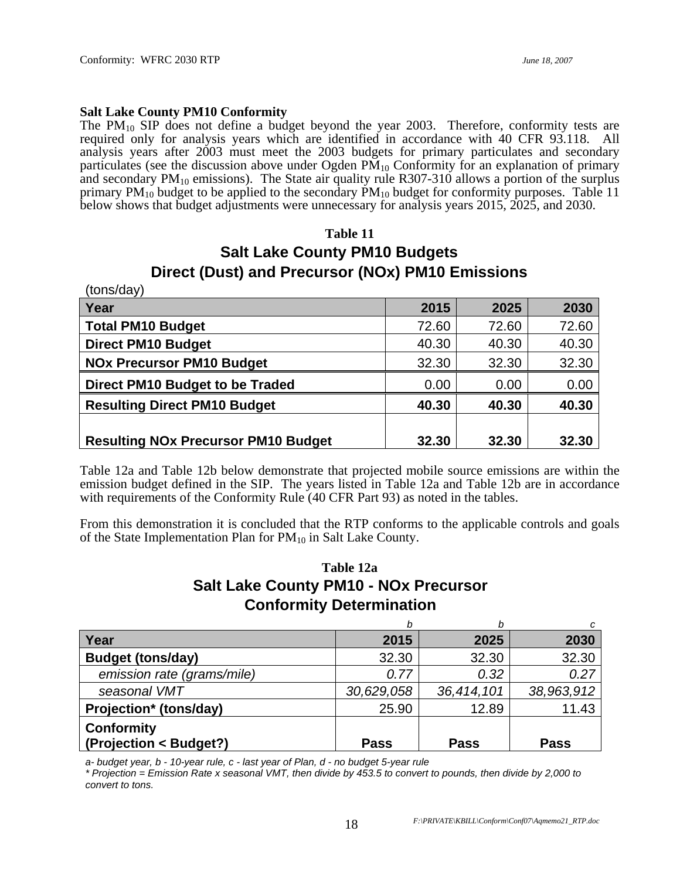**Salt Lake County PM10 Conformity**

The $PM_{10}$ SIP does not define a budget beyond the year 2003. Therefore, conformity tests are required only for analysis years which are identified in accordance with 40 CFR 93.118. All analysis years after 2003 must meet the 2003 budgets for primary particulates and secondary particulates (see the discussion above under Ogden $PM_{10}$ Conformity for an explanation of primary and secondary $PM_{10}$ emissions). The State air quality rule R307-310 allows a portion of the surplus primary $PM_{10}$ budget to be applied to the secondary $PM_{10}$ budget for conformity purposes. Table 11 below shows that budget adjustments were unnecessary for analysis years 2015, 2025, and 2030.

**Table 11**

**Salt Lake County PM10 Budgets**
**Direct (Dust) and Precursor (NOx) PM10 Emissions**

(tons/day)

| Year | 2015 | 2025 | 2030 |
|---|---|---|---|
| **Total PM10 Budget** | 72.60 | 72.60 | 72.60 |
| **Direct PM10 Budget** | 40.30 | 40.30 | 40.30 |
| **NOx Precursor PM10 Budget** | 32.30 | 32.30 | 32.30 |
| **Direct PM10 Budget to be Traded** | 0.00 | 0.00 | 0.00 |
| **Resulting Direct PM10 Budget** | **40.30** | **40.30** | **40.30** |
| **Resulting NOx Precursor PM10 Budget** | **32.30** | **32.30** | **32.30** |

Table 12a and Table 12b below demonstrate that projected mobile source emissions are within the emission budget defined in the SIP. The years listed in Table 12a and Table 12b are in accordance with requirements of the Conformity Rule (40 CFR Part 93) as noted in the tables.

From this demonstration it is concluded that the RTP conforms to the applicable controls and goals of the State Implementation Plan for $PM_{10}$ in Salt Lake County.

**Table 12a**

**Salt Lake County PM10 - NOx Precursor**
**Conformity Determination**

| | *b* | *b* | *c* |
|---|---|---|---|
| **Year** | **2015** | **2025** | **2030** |
| **Budget (tons/day)** | 32.30 | 32.30 | 32.30 |
| *emission rate (grams/mile)* | *0.77* | *0.32* | *0.27* |
| *seasonal VMT* | *30,629,058* | *36,414,101* | *38,963,912* |
| **Projection* (tons/day)** | 25.90 | 12.89 | 11.43 |
| **Conformity (Projection < Budget?)** | **Pass** | **Pass** | **Pass** |

*a- budget year, b - 10-year rule, c - last year of Plan, d - no budget 5-year rule*

*\* Projection = Emission Rate x seasonal VMT, then divide by 453.5 to convert to pounds, then divide by 2,000 to convert to tons.*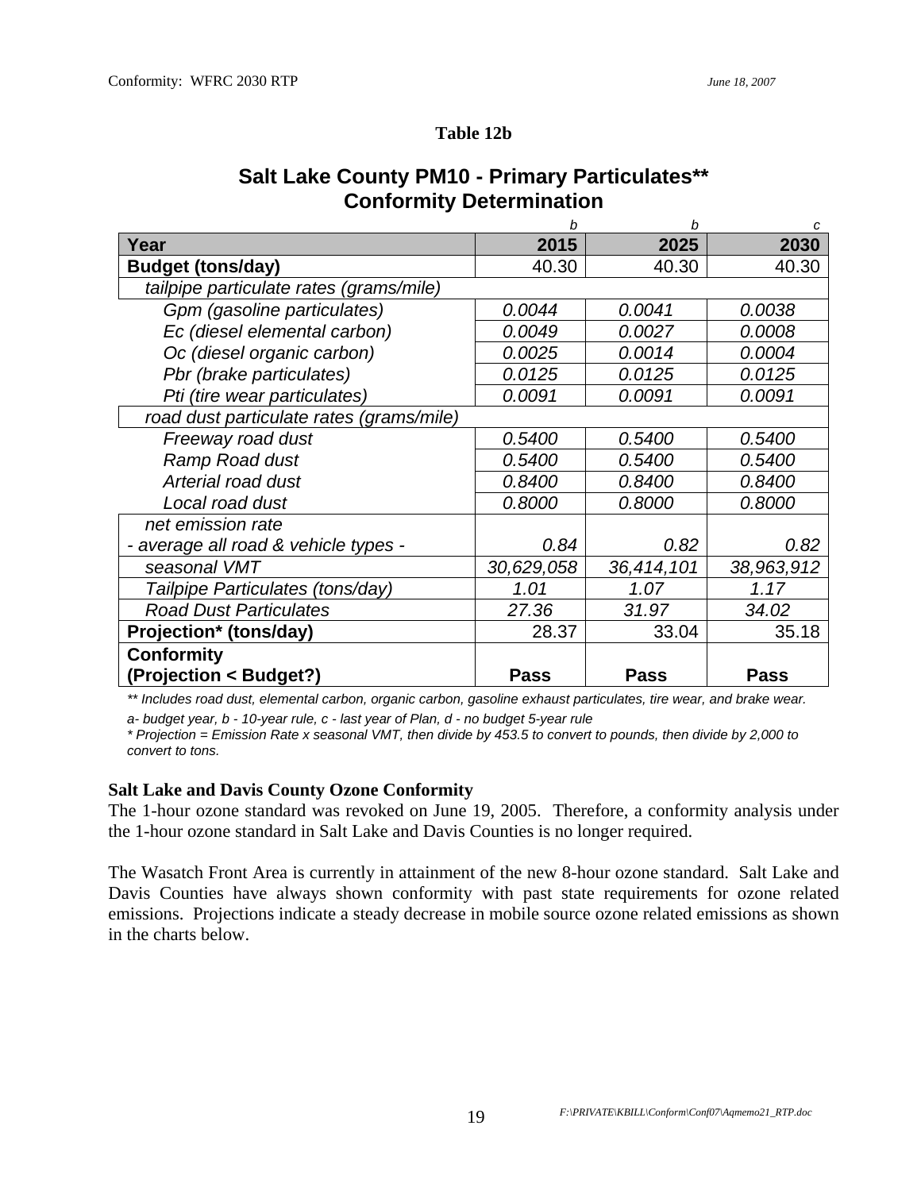**Table 12b**

## Salt Lake County PM10 - Primary Particulates** Conformity Determination

| | *b* | *b* | *c* |
|---|---|---|---|
| **Year** | **2015** | **2025** | **2030** |
| **Budget (tons/day)** | 40.30 | 40.30 | 40.30 |
| *tailpipe particulate rates (grams/mile)* | | | |
| *Gpm (gasoline particulates)* | *0.0044* | *0.0041* | *0.0038* |
| *Ec (diesel elemental carbon)* | *0.0049* | *0.0027* | *0.0008* |
| *Oc (diesel organic carbon)* | *0.0025* | *0.0014* | *0.0004* |
| *Pbr (brake particulates)* | *0.0125* | *0.0125* | *0.0125* |
| *Pti (tire wear particulates)* | *0.0091* | *0.0091* | *0.0091* |
| *road dust particulate rates (grams/mile)* | | | |
| *Freeway road dust* | *0.5400* | *0.5400* | *0.5400* |
| *Ramp Road dust* | *0.5400* | *0.5400* | *0.5400* |
| *Arterial road dust* | *0.8400* | *0.8400* | *0.8400* |
| *Local road dust* | *0.8000* | *0.8000* | *0.8000* |
| *net emission rate - average all road & vehicle types -* | *0.84* | *0.82* | *0.82* |
| *seasonal VMT* | *30,629,058* | *36,414,101* | *38,963,912* |
| *Tailpipe Particulates (tons/day)* | *1.01* | *1.07* | *1.17* |
| *Road Dust Particulates* | *27.36* | *31.97* | *34.02* |
| **Projection* (tons/day)** | 28.37 | 33.04 | 35.18 |
| **Conformity (Projection < Budget?)** | **Pass** | **Pass** | **Pass** |

*** Includes road dust, elemental carbon, organic carbon, gasoline exhaust particulates, tire wear, and brake wear.*

*a- budget year, b - 10-year rule, c - last year of Plan, d - no budget 5-year rule*

** Projection = Emission Rate x seasonal VMT, then divide by 453.5 to convert to pounds, then divide by 2,000 to convert to tons.*

**Salt Lake and Davis County Ozone Conformity**

The 1-hour ozone standard was revoked on June 19, 2005. Therefore, a conformity analysis under the 1-hour ozone standard in Salt Lake and Davis Counties is no longer required.

The Wasatch Front Area is currently in attainment of the new 8-hour ozone standard. Salt Lake and Davis Counties have always shown conformity with past state requirements for ozone related emissions. Projections indicate a steady decrease in mobile source ozone related emissions as shown in the charts below.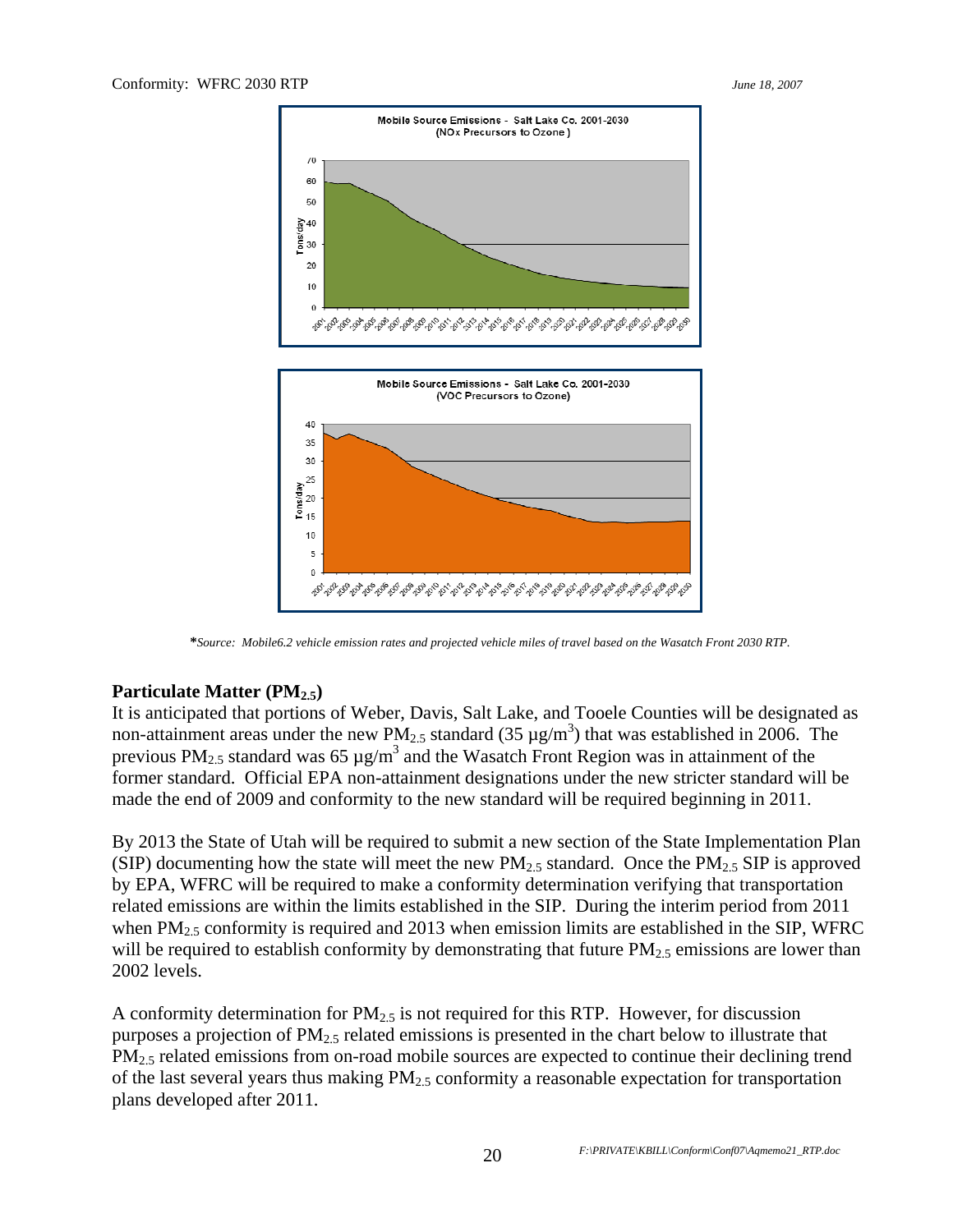*Source: Mobile6.2 vehicle emission rates and projected vehicle miles of travel based on the Wasatch Front 2030 RTP.*

### Particulate Matter ($PM_{2.5}$)

It is anticipated that portions of Weber, Davis, Salt Lake, and Tooele Counties will be designated as non-attainment areas under the new $PM_{2.5}$ standard (35 µg/m$^3$) that was established in 2006. The previous $PM_{2.5}$ standard was 65 µg/m$^3$ and the Wasatch Front Region was in attainment of the former standard. Official EPA non-attainment designations under the new stricter standard will be made the end of 2009 and conformity to the new standard will be required beginning in 2011.

By 2013 the State of Utah will be required to submit a new section of the State Implementation Plan (SIP) documenting how the state will meet the new $PM_{2.5}$ standard. Once the $PM_{2.5}$ SIP is approved by EPA, WFRC will be required to make a conformity determination verifying that transportation related emissions are within the limits established in the SIP. During the interim period from 2011 when $PM_{2.5}$ conformity is required and 2013 when emission limits are established in the SIP, WFRC will be required to establish conformity by demonstrating that future $PM_{2.5}$ emissions are lower than 2002 levels.

A conformity determination for $PM_{2.5}$ is not required for this RTP. However, for discussion purposes a projection of $PM_{2.5}$ related emissions is presented in the chart below to illustrate that $PM_{2.5}$ related emissions from on-road mobile sources are expected to continue their declining trend of the last several years thus making $PM_{2.5}$ conformity a reasonable expectation for transportation plans developed after 2011.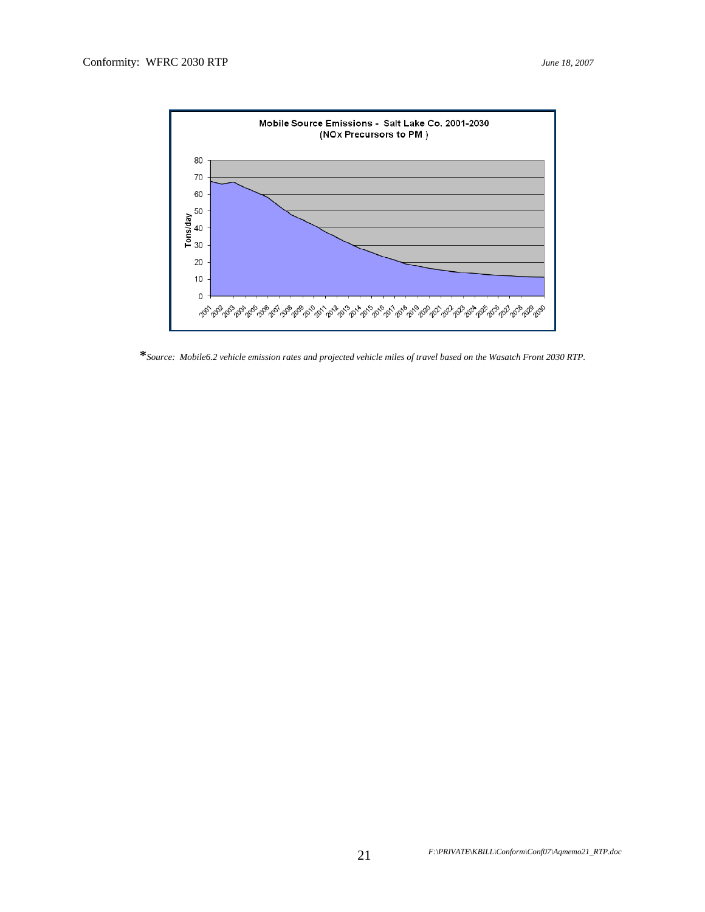**Mobile Source Emissions - Salt Lake Co. 2001-2030**
**(NOx Precursors to PM )**

*​*Source: Mobile6.2 vehicle emission rates and projected vehicle miles of travel based on the Wasatch Front 2030 RTP.*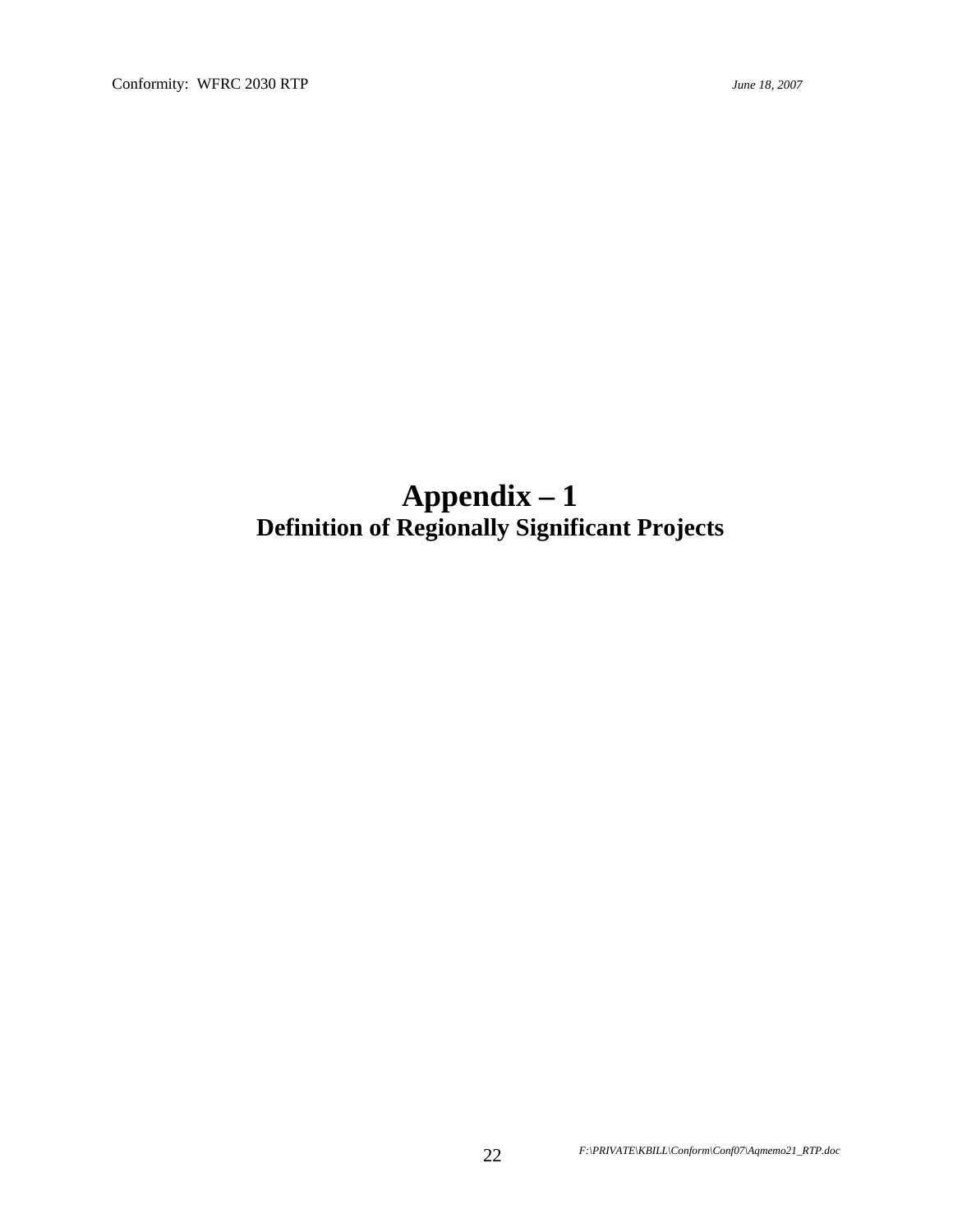# Appendix – 1

## Definition of Regionally Significant Projects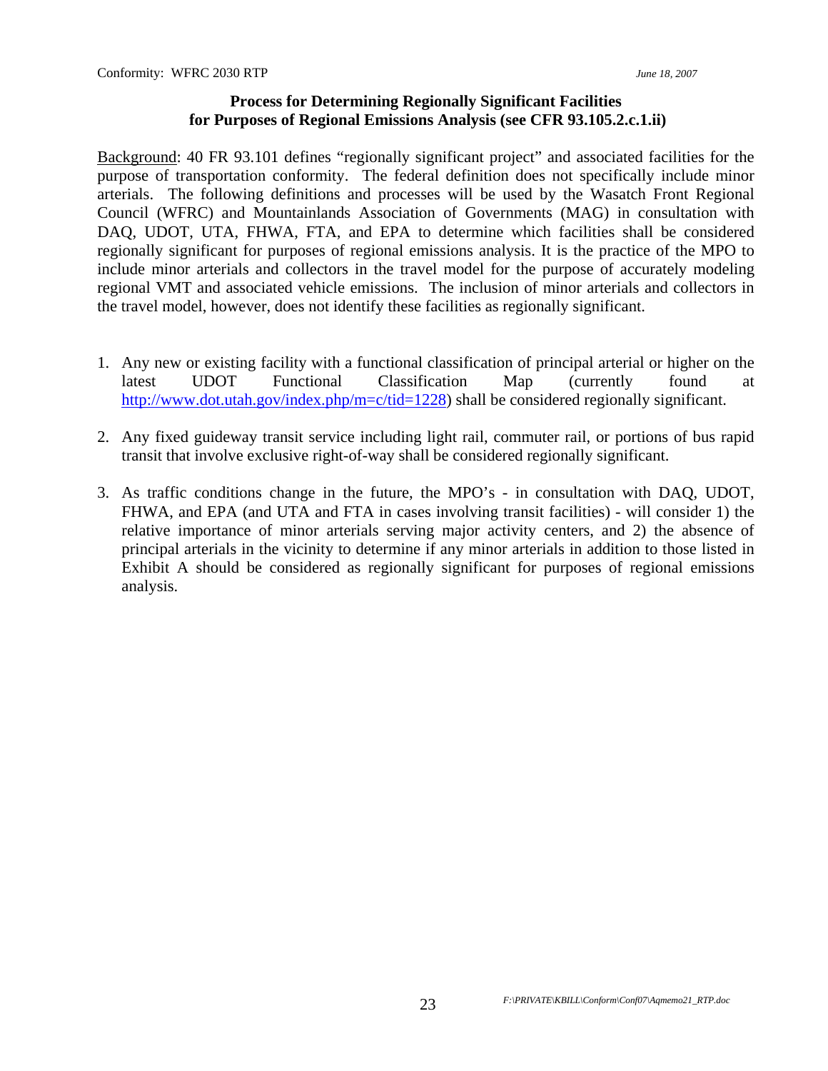## Process for Determining Regionally Significant Facilities for Purposes of Regional Emissions Analysis (see CFR 93.105.2.c.1.ii)

Background: 40 FR 93.101 defines "regionally significant project" and associated facilities for the purpose of transportation conformity. The federal definition does not specifically include minor arterials. The following definitions and processes will be used by the Wasatch Front Regional Council (WFRC) and Mountainlands Association of Governments (MAG) in consultation with DAQ, UDOT, UTA, FHWA, FTA, and EPA to determine which facilities shall be considered regionally significant for purposes of regional emissions analysis. It is the practice of the MPO to include minor arterials and collectors in the travel model for the purpose of accurately modeling regional VMT and associated vehicle emissions. The inclusion of minor arterials and collectors in the travel model, however, does not identify these facilities as regionally significant.

1. Any new or existing facility with a functional classification of principal arterial or higher on the latest UDOT Functional Classification Map (currently found at http://www.dot.utah.gov/index.php/m=c/tid=1228) shall be considered regionally significant.

2. Any fixed guideway transit service including light rail, commuter rail, or portions of bus rapid transit that involve exclusive right-of-way shall be considered regionally significant.

3. As traffic conditions change in the future, the MPO's - in consultation with DAQ, UDOT, FHWA, and EPA (and UTA and FTA in cases involving transit facilities) - will consider 1) the relative importance of minor arterials serving major activity centers, and 2) the absence of principal arterials in the vicinity to determine if any minor arterials in addition to those listed in Exhibit A should be considered as regionally significant for purposes of regional emissions analysis.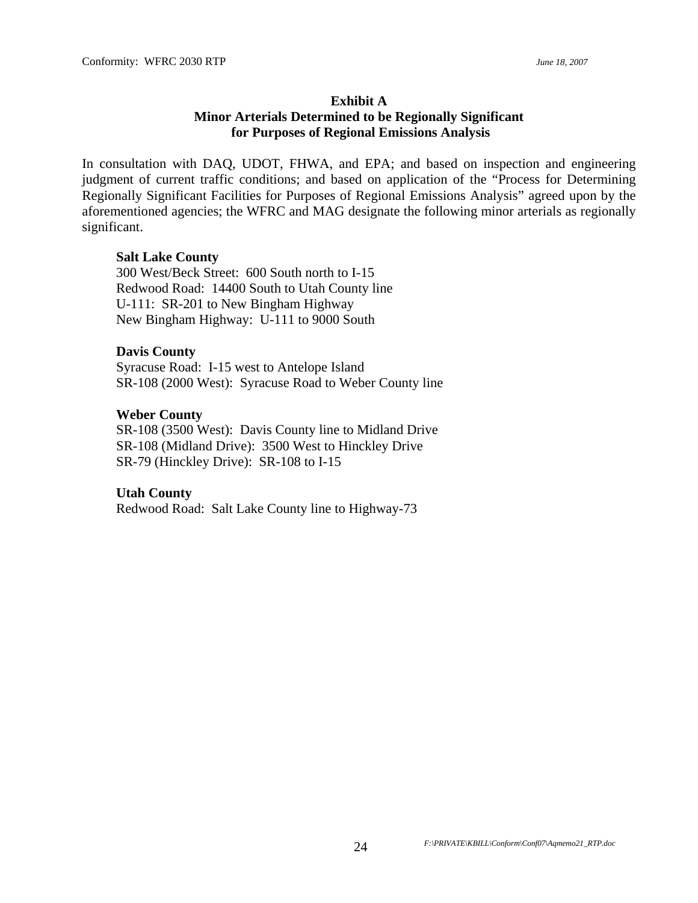## Exhibit A
## Minor Arterials Determined to be Regionally Significant for Purposes of Regional Emissions Analysis

In consultation with DAQ, UDOT, FHWA, and EPA; and based on inspection and engineering judgment of current traffic conditions; and based on application of the "Process for Determining Regionally Significant Facilities for Purposes of Regional Emissions Analysis" agreed upon by the aforementioned agencies; the WFRC and MAG designate the following minor arterials as regionally significant.

**Salt Lake County**
300 West/Beck Street: 600 South north to I-15
Redwood Road: 14400 South to Utah County line
U-111: SR-201 to New Bingham Highway
New Bingham Highway: U-111 to 9000 South

**Davis County**
Syracuse Road: I-15 west to Antelope Island
SR-108 (2000 West): Syracuse Road to Weber County line

**Weber County**
SR-108 (3500 West): Davis County line to Midland Drive
SR-108 (Midland Drive): 3500 West to Hinckley Drive
SR-79 (Hinckley Drive): SR-108 to I-15

**Utah County**
Redwood Road: Salt Lake County line to Highway-73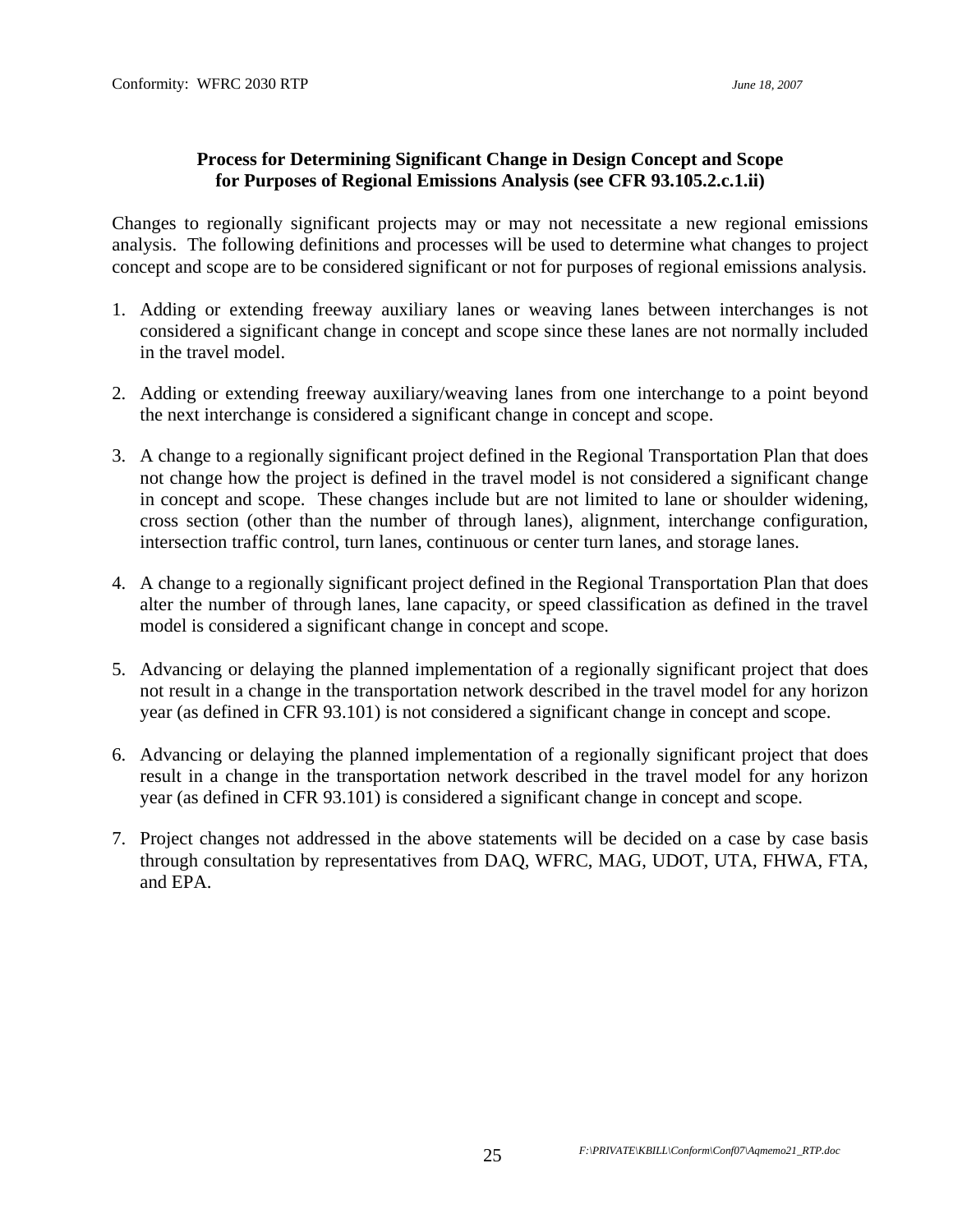**Process for Determining Significant Change in Design Concept and Scope for Purposes of Regional Emissions Analysis (see CFR 93.105.2.c.1.ii)**

Changes to regionally significant projects may or may not necessitate a new regional emissions analysis. The following definitions and processes will be used to determine what changes to project concept and scope are to be considered significant or not for purposes of regional emissions analysis.

1. Adding or extending freeway auxiliary lanes or weaving lanes between interchanges is not considered a significant change in concept and scope since these lanes are not normally included in the travel model.

2. Adding or extending freeway auxiliary/weaving lanes from one interchange to a point beyond the next interchange is considered a significant change in concept and scope.

3. A change to a regionally significant project defined in the Regional Transportation Plan that does not change how the project is defined in the travel model is not considered a significant change in concept and scope. These changes include but are not limited to lane or shoulder widening, cross section (other than the number of through lanes), alignment, interchange configuration, intersection traffic control, turn lanes, continuous or center turn lanes, and storage lanes.

4. A change to a regionally significant project defined in the Regional Transportation Plan that does alter the number of through lanes, lane capacity, or speed classification as defined in the travel model is considered a significant change in concept and scope.

5. Advancing or delaying the planned implementation of a regionally significant project that does not result in a change in the transportation network described in the travel model for any horizon year (as defined in CFR 93.101) is not considered a significant change in concept and scope.

6. Advancing or delaying the planned implementation of a regionally significant project that does result in a change in the transportation network described in the travel model for any horizon year (as defined in CFR 93.101) is considered a significant change in concept and scope.

7. Project changes not addressed in the above statements will be decided on a case by case basis through consultation by representatives from DAQ, WFRC, MAG, UDOT, UTA, FHWA, FTA, and EPA.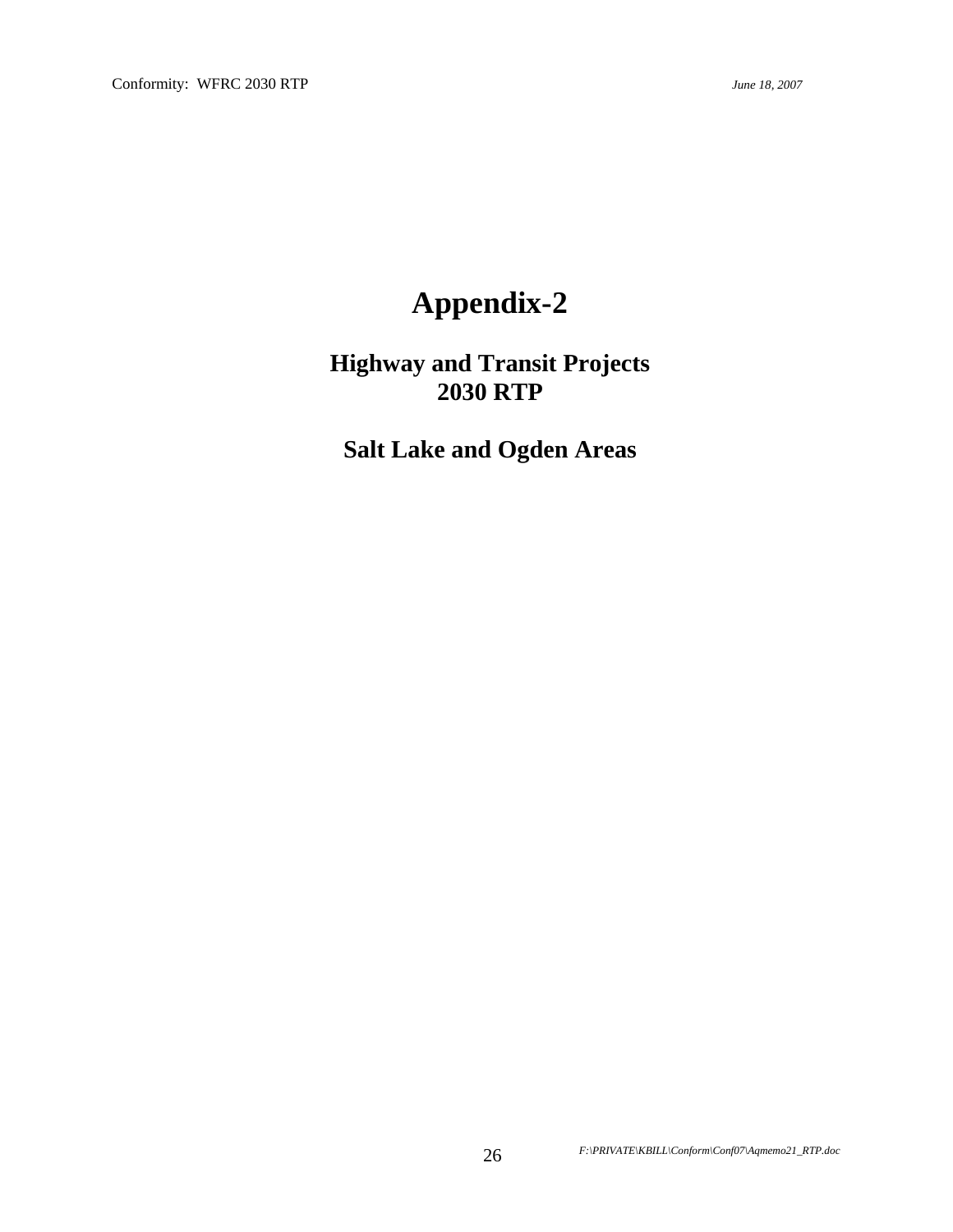# Appendix-2

## Highway and Transit Projects
## 2030 RTP

## Salt Lake and Ogden Areas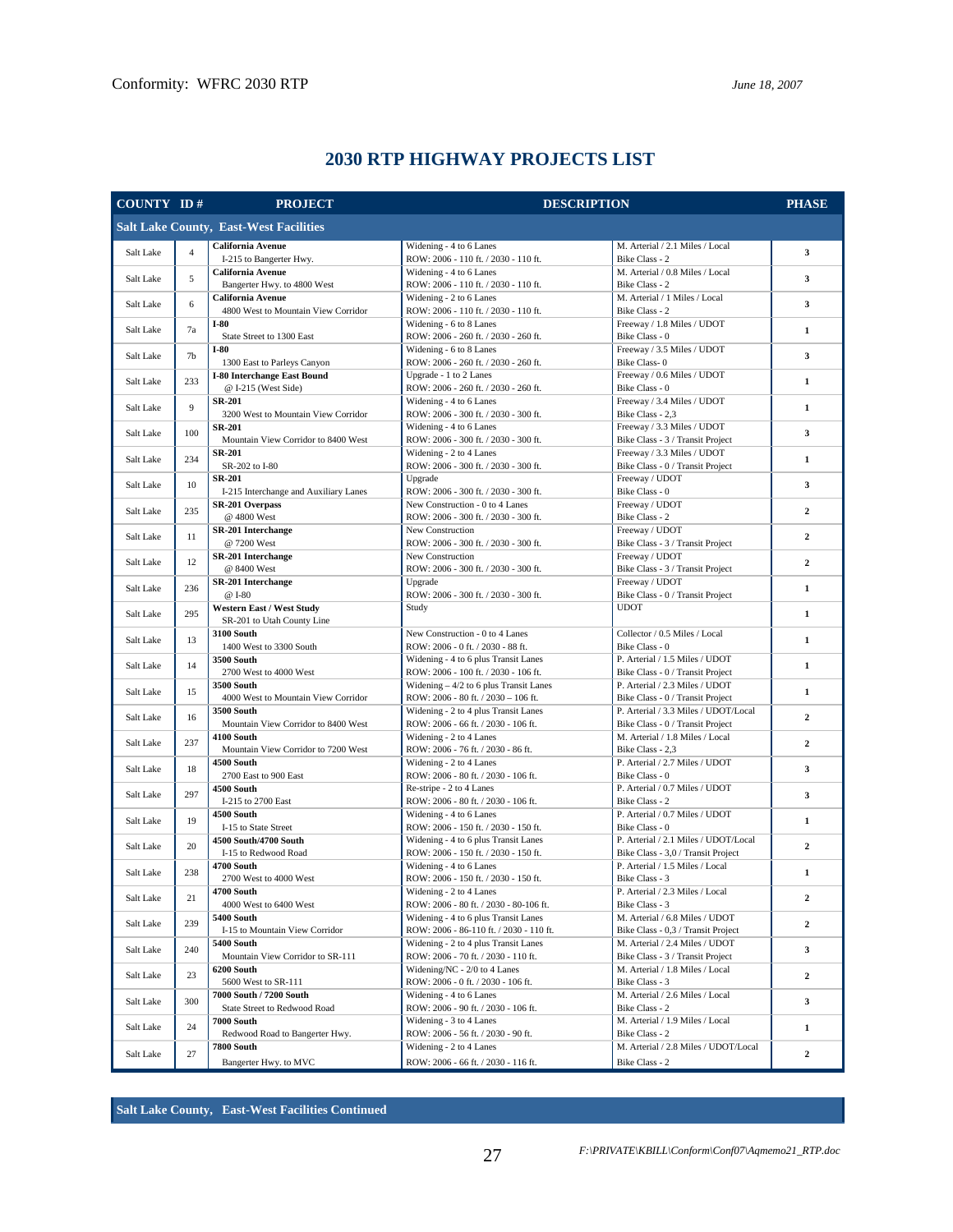## 2030 RTP HIGHWAY PROJECTS LIST

| COUNTY | ID # | PROJECT | DESCRIPTION | | PHASE |
|---|---|---|---|---|---|
| **Salt Lake County, East-West Facilities** | | | | | |
| Salt Lake | 4 | **California Avenue** I-215 to Bangerter Hwy. | Widening - 4 to 6 Lanes ROW: 2006 - 110 ft. / 2030 - 110 ft. | M. Arterial / 2.1 Miles / Local Bike Class - 2 | 3 |
| Salt Lake | 5 | **California Avenue** Bangerter Hwy. to 4800 West | Widening - 4 to 6 Lanes ROW: 2006 - 110 ft. / 2030 - 110 ft. | M. Arterial / 0.8 Miles / Local Bike Class - 2 | 3 |
| Salt Lake | 6 | **California Avenue** 4800 West to Mountain View Corridor | Widening - 2 to 6 Lanes ROW: 2006 - 110 ft. / 2030 - 110 ft. | M. Arterial / 1 Miles / Local Bike Class - 2 | 3 |
| Salt Lake | 7a | **I-80** State Street to 1300 East | Widening - 6 to 8 Lanes ROW: 2006 - 260 ft. / 2030 - 260 ft. | Freeway / 1.8 Miles / UDOT Bike Class - 0 | 1 |
| Salt Lake | 7b | **I-80** 1300 East to Parleys Canyon | Widening - 6 to 8 Lanes ROW: 2006 - 260 ft. / 2030 - 260 ft. | Freeway / 3.5 Miles / UDOT Bike Class- 0 | 3 |
| Salt Lake | 233 | **I-80 Interchange East Bound** @ I-215 (West Side) | Upgrade - 1 to 2 Lanes ROW: 2006 - 260 ft. / 2030 - 260 ft. | Freeway / 0.6 Miles / UDOT Bike Class - 0 | 1 |
| Salt Lake | 9 | **SR-201** 3200 West to Mountain View Corridor | Widening - 4 to 6 Lanes ROW: 2006 - 300 ft. / 2030 - 300 ft. | Freeway / 3.4 Miles / UDOT Bike Class - 2,3 | 1 |
| Salt Lake | 100 | **SR-201** Mountain View Corridor to 8400 West | Widening - 4 to 6 Lanes ROW: 2006 - 300 ft. / 2030 - 300 ft. | Freeway / 3.3 Miles / UDOT Bike Class - 3 / Transit Project | 3 |
| Salt Lake | 234 | **SR-201** SR-202 to I-80 | Widening - 2 to 4 Lanes ROW: 2006 - 300 ft. / 2030 - 300 ft. | Freeway / 3.3 Miles / UDOT Bike Class - 0 / Transit Project | 1 |
| Salt Lake | 10 | **SR-201** I-215 Interchange and Auxiliary Lanes | Upgrade ROW: 2006 - 300 ft. / 2030 - 300 ft. | Freeway / UDOT Bike Class - 0 | 3 |
| Salt Lake | 235 | **SR-201 Overpass** @ 4800 West | New Construction - 0 to 4 Lanes ROW: 2006 - 300 ft. / 2030 - 300 ft. | Freeway / UDOT Bike Class - 2 | 2 |
| Salt Lake | 11 | **SR-201 Interchange** @ 7200 West | New Construction ROW: 2006 - 300 ft. / 2030 - 300 ft. | Freeway / UDOT Bike Class - 3 / Transit Project | 2 |
| Salt Lake | 12 | **SR-201 Interchange** @ 8400 West | New Construction ROW: 2006 - 300 ft. / 2030 - 300 ft. | Freeway / UDOT Bike Class - 3 / Transit Project | 2 |
| Salt Lake | 236 | **SR-201 Interchange** @ I-80 | Upgrade ROW: 2006 - 300 ft. / 2030 - 300 ft. | Freeway / UDOT Bike Class - 0 / Transit Project | 1 |
| Salt Lake | 295 | **Western East / West Study** SR-201 to Utah County Line | Study | UDOT | 1 |
| Salt Lake | 13 | **3100 South** 1400 West to 3300 South | New Construction - 0 to 4 Lanes ROW: 2006 - 0 ft. / 2030 - 88 ft. | Collector / 0.5 Miles / Local Bike Class - 0 | 1 |
| Salt Lake | 14 | **3500 South** 2700 West to 4000 West | Widening - 4 to 6 plus Transit Lanes ROW: 2006 - 100 ft. / 2030 - 106 ft. | P. Arterial / 1.5 Miles / UDOT Bike Class - 0 / Transit Project | 1 |
| Salt Lake | 15 | **3500 South** 4000 West to Mountain View Corridor | Widening – 4/2 to 6 plus Transit Lanes ROW: 2006 - 80 ft. / 2030 – 106 ft. | P. Arterial / 2.3 Miles / UDOT Bike Class - 0 / Transit Project | 1 |
| Salt Lake | 16 | **3500 South** Mountain View Corridor to 8400 West | Widening - 2 to 4 plus Transit Lanes ROW: 2006 - 66 ft. / 2030 - 106 ft. | P. Arterial / 3.3 Miles / UDOT/Local Bike Class - 0 / Transit Project | 2 |
| Salt Lake | 237 | **4100 South** Mountain View Corridor to 7200 West | Widening - 2 to 4 Lanes ROW: 2006 - 76 ft. / 2030 - 86 ft. | M. Arterial / 1.8 Miles / Local Bike Class - 2,3 | 2 |
| Salt Lake | 18 | **4500 South** 2700 East to 900 East | Widening - 2 to 4 Lanes ROW: 2006 - 80 ft. / 2030 - 106 ft. | P. Arterial / 2.7 Miles / UDOT Bike Class - 0 | 3 |
| Salt Lake | 297 | **4500 South** I-215 to 2700 East | Re-stripe - 2 to 4 Lanes ROW: 2006 - 80 ft. / 2030 - 106 ft. | P. Arterial / 0.7 Miles / UDOT Bike Class - 2 | 3 |
| Salt Lake | 19 | **4500 South** I-15 to State Street | Widening - 4 to 6 Lanes ROW: 2006 - 150 ft. / 2030 - 150 ft. | P. Arterial / 0.7 Miles / UDOT Bike Class - 0 | 1 |
| Salt Lake | 20 | **4500 South/4700 South** I-15 to Redwood Road | Widening - 4 to 6 plus Transit Lanes ROW: 2006 - 150 ft. / 2030 - 150 ft. | P. Arterial / 2.1 Miles / UDOT/Local Bike Class - 3,0 / Transit Project | 2 |
| Salt Lake | 238 | **4700 South** 2700 West to 4000 West | Widening - 4 to 6 Lanes ROW: 2006 - 150 ft. / 2030 - 150 ft. | P. Arterial / 1.5 Miles / Local Bike Class - 3 | 1 |
| Salt Lake | 21 | **4700 South** 4000 West to 6400 West | Widening - 2 to 4 Lanes ROW: 2006 - 80 ft. / 2030 - 80-106 ft. | P. Arterial / 2.3 Miles / Local Bike Class - 3 | 2 |
| Salt Lake | 239 | **5400 South** I-15 to Mountain View Corridor | Widening - 4 to 6 plus Transit Lanes ROW: 2006 - 86-110 ft. / 2030 - 110 ft. | M. Arterial / 6.8 Miles / UDOT Bike Class - 0,3 / Transit Project | 2 |
| Salt Lake | 240 | **5400 South** Mountain View Corridor to SR-111 | Widening - 2 to 4 plus Transit Lanes ROW: 2006 - 70 ft. / 2030 - 110 ft. | M. Arterial / 2.4 Miles / UDOT Bike Class - 3 / Transit Project | 3 |
| Salt Lake | 23 | **6200 South** 5600 West to SR-111 | Widening/NC - 2/0 to 4 Lanes ROW: 2006 - 0 ft. / 2030 - 106 ft. | M. Arterial / 1.8 Miles / Local Bike Class - 3 | 2 |
| Salt Lake | 300 | **7000 South / 7200 South** State Street to Redwood Road | Widening - 4 to 6 Lanes ROW: 2006 - 90 ft. / 2030 - 106 ft. | M. Arterial / 2.6 Miles / Local Bike Class - 2 | 3 |
| Salt Lake | 24 | **7000 South** Redwood Road to Bangerter Hwy. | Widening - 3 to 4 Lanes ROW: 2006 - 56 ft. / 2030 - 90 ft. | M. Arterial / 1.9 Miles / Local Bike Class - 2 | 1 |
| Salt Lake | 27 | **7800 South** Bangerter Hwy. to MVC | Widening - 2 to 4 Lanes ROW: 2006 - 66 ft. / 2030 - 116 ft. | M. Arterial / 2.8 Miles / UDOT/Local Bike Class - 2 | 2 |

**Salt Lake County, East-West Facilities Continued**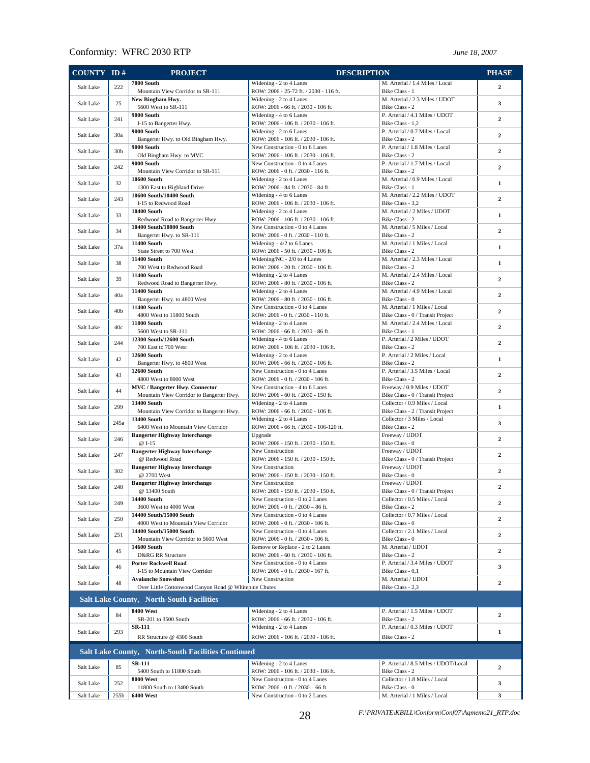| COUNTY | ID # | PROJECT | DESCRIPTION | | PHASE |
|---|---|---|---|---|---|
| Salt Lake | 222 | **7800 South** Mountain View Corridor to SR-111 | Widening - 2 to 4 Lanes ROW: 2006 - 25-72 ft. / 2030 - 116 ft. | M. Arterial / 1.4 Miles / Local Bike Class - 1 | 2 |
| Salt Lake | 25 | **New Bingham Hwy.** 5600 West to SR-111 | Widening - 2 to 4 Lanes ROW: 2006 - 66 ft. / 2030 - 106 ft. | M. Arterial / 2.3 Miles / UDOT Bike Class - 2 | 3 |
| Salt Lake | 241 | **9000 South** I-15 to Bangerter Hwy. | Widening - 4 to 6 Lanes ROW: 2006 - 106 ft. / 2030 - 106 ft. | P. Arterial / 4.1 Miles / UDOT Bike Class - 1,2 | 2 |
| Salt Lake | 30a | **9000 South** Bangerter Hwy. to Old Bingham Hwy. | Widening - 2 to 6 Lanes ROW: 2006 - 106 ft. / 2030 - 106 ft. | P. Arterial / 0.7 Miles / Local Bike Class - 2 | 2 |
| Salt Lake | 30b | **9000 South** Old Bingham Hwy. to MVC | New Construction - 0 to 6 Lanes ROW: 2006 - 106 ft. / 2030 - 106 ft. | P. Arterial / 1.8 Miles / Local Bike Class - 2 | 2 |
| Salt Lake | 242 | **9000 South** Mountain View Corridor to SR-111 | New Construction - 0 to 4 Lanes ROW: 2006 - 0 ft. / 2030 - 116 ft. | P. Arterial / 1.7 Miles / Local Bike Class - 2 | 2 |
| Salt Lake | 32 | **10600 South** 1300 East to Highland Drive | Widening - 2 to 4 Lanes ROW: 2006 - 84 ft. / 2030 - 84 ft. | M. Arterial / 0.9 Miles / Local Bike Class - 1 | 1 |
| Salt Lake | 243 | **10600 South/10400 South** I-15 to Redwood Road | Widening - 4 to 6 Lanes ROW: 2006 - 106 ft. / 2030 - 106 ft. | M. Arterial / 2.2 Miles / UDOT Bike Class - 3,2 | 2 |
| Salt Lake | 33 | **10400 South** Redwood Road to Bangerter Hwy. | Widening - 2 to 4 Lanes ROW: 2006 - 106 ft. / 2030 - 106 ft. | M. Arterial / 2 Miles / UDOT Bike Class - 2 | 1 |
| Salt Lake | 34 | **10400 South/10800 South** Bangerter Hwy. to SR-111 | New Construction - 0 to 4 Lanes ROW: 2006 - 0 ft. / 2030 - 110 ft. | M. Arterial / 5 Miles / Local Bike Class - 2 | 2 |
| Salt Lake | 37a | **11400 South** State Street to 700 West | Widening – 4/2 to 6 Lanes ROW: 2006 - 50 ft. / 2030 - 106 ft. | M. Arterial / 1 Miles / Local Bike Class - 2 | 1 |
| Salt Lake | 38 | **11400 South** 700 West to Redwood Road | Widening/NC - 2/0 to 4 Lanes ROW: 2006 - 20 ft. / 2030 - 106 ft. | M. Arterial / 2.3 Miles / Local Bike Class - 2 | 1 |
| Salt Lake | 39 | **11400 South** Redwood Road to Bangerter Hwy. | Widening - 2 to 4 Lanes ROW: 2006 - 80 ft. / 2030 - 106 ft. | M. Arterial / 2.4 Miles / Local Bike Class - 2 | 2 |
| Salt Lake | 40a | **11400 South** Bangerter Hwy. to 4800 West | Widening - 2 to 4 Lanes ROW: 2006 - 80 ft. / 2030 - 106 ft. | M. Arterial / 4.9 Miles / Local Bike Class - 0 | 2 |
| Salt Lake | 40b | **11400 South** 4800 West to 11800 South | New Construction - 0 to 4 Lanes ROW: 2006 - 0 ft. / 2030 - 110 ft. | M. Arterial / 1 Miles / Local Bike Class - 0 / Transit Project | 2 |
| Salt Lake | 40c | **11800 South** 5600 West to SR-111 | Widening - 2 to 4 Lanes ROW: 2006 - 66 ft. / 2030 - 86 ft. | M. Arterial / 2.4 Miles / Local Bike Class - 1 | 2 |
| Salt Lake | 244 | **12300 South/12600 South** 700 East to 700 West | Widening - 4 to 6 Lanes ROW: 2006 - 106 ft. / 2030 - 106 ft. | P. Arterial / 2 Miles / UDOT Bike Class - 2 | 2 |
| Salt Lake | 42 | **12600 South** Bangerter Hwy. to 4800 West | Widening - 2 to 4 Lanes ROW: 2006 - 66 ft. / 2030 - 106 ft. | P. Arterial / 2 Miles / Local Bike Class - 2 | 1 |
| Salt Lake | 43 | **12600 South** 4800 West to 8000 West | New Construction - 0 to 4 Lanes ROW: 2006 - 0 ft. / 2030 - 106 ft. | P. Arterial / 3.5 Miles / Local Bike Class - 2 | 2 |
| Salt Lake | 44 | **MVC / Bangerter Hwy. Connector** Mountain View Corridor to Bangerter Hwy. | New Construction - 4 to 6 Lanes ROW: 2006 - 60 ft. / 2030 - 150 ft. | Freeway / 0.9 Miles / UDOT Bike Class - 0 / Transit Project | 2 |
| Salt Lake | 299 | **13400 South** Mountain View Corridor to Bangerter Hwy. | Widening - 2 to 4 Lanes ROW: 2006 - 66 ft. / 2030 - 106 ft. | Collector / 0.9 Miles / Local Bike Class - 2 / Transit Project | 1 |
| Salt Lake | 245a | **13400 South** 6400 West to Mountain View Corridor | Widening - 2 to 4 Lanes ROW: 2006 - 66 ft. / 2030 - 106-120 ft. | Collector / 3 Miles / Local Bike Class - 2 | 3 |
| Salt Lake | 246 | **Bangerter Highway Interchange** @ I-15 | Upgrade ROW: 2006 - 150 ft. / 2030 - 150 ft. | Freeway / UDOT Bike Class - 0 | 2 |
| Salt Lake | 247 | **Bangerter Highway Interchange** @ Redwood Road | New Construction ROW: 2006 - 150 ft. / 2030 - 150 ft. | Freeway / UDOT Bike Class - 0 / Transit Project | 2 |
| Salt Lake | 302 | **Bangerter Highway Interchange** @ 2700 West | New Construction ROW: 2006 - 150 ft. / 2030 - 150 ft. | Freeway / UDOT Bike Class - 0 | 2 |
| Salt Lake | 248 | **Bangerter Highway Interchange** @ 13400 South | New Construction ROW: 2006 - 150 ft. / 2030 - 150 ft. | Freeway / UDOT Bike Class - 0 / Transit Project | 2 |
| Salt Lake | 249 | **14400 South** 3600 West to 4000 West | New Construction - 0 to 2 Lanes ROW: 2006 - 0 ft. / 2030 – 86 ft. | Collector / 0.5 Miles / Local Bike Class - 2 | 2 |
| Salt Lake | 250 | **14400 South/15000 South** 4000 West to Mountain View Corridor | New Construction - 0 to 4 Lanes ROW: 2006 - 0 ft. / 2030 - 106 ft. | Collector / 0.7 Miles / Local Bike Class - 0 | 2 |
| Salt Lake | 251 | **14400 South/15000 South** Mountain View Corridor to 5600 West | New Construction - 0 to 4 Lanes ROW: 2006 - 0 ft. / 2030 - 106 ft. | Collector / 2.1 Miles / Local Bike Class - 0 | 2 |
| Salt Lake | 45 | **14600 South** D&RG RR Structure | Remove or Replace - 2 to 2 Lanes ROW: 2006 - 60 ft. / 2030 - 106 ft. | M. Arterial / UDOT Bike Class - 2 | 2 |
| Salt Lake | 46 | **Porter Rockwell Road** I-15 to Mountain View Corridor | New Construction - 0 to 4 Lanes ROW: 2006 - 0 ft. / 2030 - 167 ft. | P. Arterial / 3.4 Miles / UDOT Bike Class - 0,1 | 3 |
| Salt Lake | 48 | **Avalanche Snowshed** Over Little Cottonwood Canyon Road @ Whitepine Chutes | New Construction | M. Arterial / UDOT Bike Class - 2,3 | 2 |
| **Salt Lake County, North-South Facilities** | | | | | |
| Salt Lake | 84 | **8400 West** SR-201 to 3500 South | Widening - 2 to 4 Lanes ROW: 2006 - 66 ft. / 2030 - 106 ft. | P. Arterial / 1.5 Miles / UDOT Bike Class - 2 | 2 |
| Salt Lake | 293 | **SR-111** RR Structure @ 4300 South | Widening - 2 to 4 Lanes ROW: 2006 - 106 ft. / 2030 - 106 ft. | P. Arterial / 0.3 Miles / UDOT Bike Class - 2 | 1 |
| **Salt Lake County, North-South Facilities Continued** | | | | | |
| Salt Lake | 85 | **SR-111** 5400 South to 11800 South | Widening - 2 to 4 Lanes ROW: 2006 - 106 ft. / 2030 - 106 ft. | P. Arterial / 8.5 Miles / UDOT/Local Bike Class - 2 | 2 |
| Salt Lake | 252 | **8000 West** 11800 South to 13400 South | New Construction - 0 to 4 Lanes ROW: 2006 - 0 ft. / 2030 – 66 ft. | Collector / 1.8 Miles / Local Bike Class - 0 | 3 |
| Salt Lake | 255b | **6400 West** | New Construction - 0 to 2 Lanes | M. Arterial / 1 Miles / Local | 3 |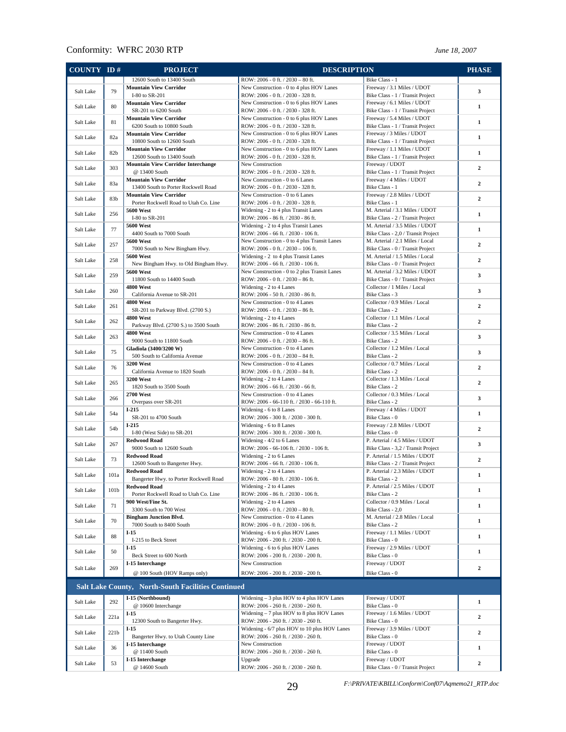| COUNTY | ID # | PROJECT | DESCRIPTION | | PHASE |
|---|---|---|---|---|---|
| | | 12600 South to 13400 South | ROW: 2006 - 0 ft. / 2030 – 80 ft. | Bike Class - 1 | |
| Salt Lake | 79 | **Mountain View Corridor** I-80 to SR-201 | New Construction - 0 to 4 plus HOV Lanes ROW: 2006 - 0 ft. / 2030 - 328 ft. | Freeway / 3.1 Miles / UDOT Bike Class - 1 / Transit Project | 3 |
| Salt Lake | 80 | **Mountain View Corridor** SR-201 to 6200 South | New Construction - 0 to 6 plus HOV Lanes ROW: 2006 - 0 ft. / 2030 - 328 ft. | Freeway / 6.1 Miles / UDOT Bike Class - 1 / Transit Project | 1 |
| Salt Lake | 81 | **Mountain View Corridor** 6200 South to 10800 South | New Construction - 0 to 6 plus HOV Lanes ROW: 2006 - 0 ft. / 2030 - 328 ft. | Freeway / 5.4 Miles / UDOT Bike Class - 1 / Transit Project | 1 |
| Salt Lake | 82a | **Mountain View Corridor** 10800 South to 12600 South | New Construction - 0 to 6 plus HOV Lanes ROW: 2006 - 0 ft. / 2030 - 328 ft. | Freeway / 3 Miles / UDOT Bike Class - 1 / Transit Project | 1 |
| Salt Lake | 82b | **Mountain View Corridor** 12600 South to 13400 South | New Construction - 0 to 6 plus HOV Lanes ROW: 2006 - 0 ft. / 2030 - 328 ft. | Freeway / 1.1 Miles / UDOT Bike Class - 1 / Transit Project | 1 |
| Salt Lake | 303 | **Mountain View Corridor Interchange** @ 13400 South | New Construction ROW: 2006 - 0 ft. / 2030 - 328 ft. | Freeway / UDOT Bike Class - 1 / Transit Project | 2 |
| Salt Lake | 83a | **Mountain View Corridor** 13400 South to Porter Rockwell Road | New Construction - 0 to 6 Lanes ROW: 2006 - 0 ft. / 2030 - 328 ft. | Freeway / 4 Miles / UDOT Bike Class - 1 | 2 |
| Salt Lake | 83b | **Mountain View Corridor** Porter Rockwell Road to Utah Co. Line | New Construction - 0 to 6 Lanes ROW: 2006 - 0 ft. / 2030 - 328 ft. | Freeway / 2.8 Miles / UDOT Bike Class - 1 | 2 |
| Salt Lake | 256 | **5600 West** I-80 to SR-201 | Widening - 2 to 4 plus Transit Lanes ROW: 2006 - 86 ft. / 2030 - 86 ft. | M. Arterial / 3.1 Miles / UDOT Bike Class - 2 / Transit Project | 1 |
| Salt Lake | 77 | **5600 West** 4400 South to 7000 South | Widening - 2 to 4 plus Transit Lanes ROW: 2006 - 66 ft. / 2030 - 106 ft. | M. Arterial / 3.5 Miles / UDOT Bike Class - 2,0 / Transit Project | 1 |
| Salt Lake | 257 | **5600 West** 7000 South to New Bingham Hwy. | New Construction - 0 to 4 plus Transit Lanes ROW: 2006 - 0 ft. / 2030 – 106 ft. | M. Arterial / 2.1 Miles / Local Bike Class - 0 / Transit Project | 2 |
| Salt Lake | 258 | **5600 West** New Bingham Hwy. to Old Bingham Hwy. | Widening - 2 to 4 plus Transit Lanes ROW: 2006 - 66 ft. / 2030 - 106 ft. | M. Arterial / 1.5 Miles / Local Bike Class - 0 / Transit Project | 2 |
| Salt Lake | 259 | **5600 West** 11800 South to 14400 South | New Construction - 0 to 2 plus Transit Lanes ROW: 2006 - 0 ft. / 2030 – 86 ft. | M. Arterial / 3.2 Miles / UDOT Bike Class - 0 / Transit Project | 3 |
| Salt Lake | 260 | **4800 West** California Avenue to SR-201 | Widening - 2 to 4 Lanes ROW: 2006 - 50 ft. / 2030 - 86 ft. | Collector / 1 Miles / Local Bike Class - 3 | 3 |
| Salt Lake | 261 | **4800 West** SR-201 to Parkway Blvd. (2700 S.) | New Construction - 0 to 4 Lanes ROW: 2006 - 0 ft. / 2030 – 86 ft. | Collector / 0.9 Miles / Local Bike Class - 2 | 2 |
| Salt Lake | 262 | **4800 West** Parkway Blvd. (2700 S.) to 3500 South | Widening - 2 to 4 Lanes ROW: 2006 - 86 ft. / 2030 - 86 ft. | Collector / 1.1 Miles / Local Bike Class - 2 | 2 |
| Salt Lake | 263 | **4800 West** 9000 South to 11800 South | New Construction - 0 to 4 Lanes ROW: 2006 - 0 ft. / 2030 – 86 ft. | Collector / 3.5 Miles / Local Bike Class - 2 | 3 |
| Salt Lake | 75 | **Gladiola (3400/3200 W)** 500 South to California Avenue | New Construction - 0 to 4 Lanes ROW: 2006 - 0 ft. / 2030 – 84 ft. | Collector / 1.2 Miles / Local Bike Class - 2 | 3 |
| Salt Lake | 76 | **3200 West** California Avenue to 1820 South | New Construction - 0 to 4 Lanes ROW: 2006 - 0 ft. / 2030 – 84 ft. | Collector / 0.7 Miles / Local Bike Class - 2 | 2 |
| Salt Lake | 265 | **3200 West** 1820 South to 3500 South | Widening - 2 to 4 Lanes ROW: 2006 - 66 ft. / 2030 - 66 ft. | Collector / 1.3 Miles / Local Bike Class - 2 | 2 |
| Salt Lake | 266 | **2700 West** Overpass over SR-201 | New Construction - 0 to 4 Lanes ROW: 2006 - 66-110 ft. / 2030 - 66-110 ft. | Collector / 0.3 Miles / Local Bike Class - 2 | 3 |
| Salt Lake | 54a | **I-215** SR-201 to 4700 South | Widening - 6 to 8 Lanes ROW: 2006 - 300 ft. / 2030 - 300 ft. | Freeway / 4 Miles / UDOT Bike Class - 0 | 1 |
| Salt Lake | 54b | **I-215** I-80 (West Side) to SR-201 | Widening - 6 to 8 Lanes ROW: 2006 - 300 ft. / 2030 - 300 ft. | Freeway / 2.8 Miles / UDOT Bike Class - 0 | 2 |
| Salt Lake | 267 | **Redwood Road** 9000 South to 12600 South | Widening - 4/2 to 6 Lanes ROW: 2006 - 66-106 ft. / 2030 - 106 ft. | P. Arterial / 4.5 Miles / UDOT Bike Class - 3,2 / Transit Project | 3 |
| Salt Lake | 73 | **Redwood Road** 12600 South to Bangerter Hwy. | Widening - 2 to 6 Lanes ROW: 2006 - 66 ft. / 2030 - 106 ft. | P. Arterial / 1.5 Miles / UDOT Bike Class - 2 / Transit Project | 2 |
| Salt Lake | 101a | **Redwood Road** Bangerter Hwy. to Porter Rockwell Road | Widening - 2 to 4 Lanes ROW: 2006 - 80 ft. / 2030 - 106 ft. | P. Arterial / 2.3 Miles / UDOT Bike Class - 2 | 1 |
| Salt Lake | 101b | **Redwood Road** Porter Rockwell Road to Utah Co. Line | Widening - 2 to 4 Lanes ROW: 2006 - 86 ft. / 2030 - 106 ft. | P. Arterial / 2.5 Miles / UDOT Bike Class - 2 | 1 |
| Salt Lake | 71 | **900 West/Fine St.** 3300 South to 700 West | Widening - 2 to 4 Lanes ROW: 2006 - 0 ft. / 2030 – 80 ft. | Collector / 0.9 Miles / Local Bike Class - 2,0 | 1 |
| Salt Lake | 70 | **Bingham Junction Blvd.** 7000 South to 8400 South | New Construction - 0 to 4 Lanes ROW: 2006 - 0 ft. / 2030 - 106 ft. | M. Arterial / 2.8 Miles / Local Bike Class - 2 | 1 |
| Salt Lake | 88 | **I-15** I-215 to Beck Street | Widening - 6 to 6 plus HOV Lanes ROW: 2006 - 200 ft. / 2030 - 200 ft. | Freeway / 1.1 Miles / UDOT Bike Class - 0 | 1 |
| Salt Lake | 50 | **I-15** Beck Street to 600 North | Widening - 6 to 6 plus HOV Lanes ROW: 2006 - 200 ft. / 2030 - 200 ft. | Freeway / 2.9 Miles / UDOT Bike Class - 0 | 1 |
| Salt Lake | 269 | **I-15 Interchange** @ 100 South (HOV Ramps only) | New Construction ROW: 2006 - 200 ft. / 2030 - 200 ft. | Freeway / UDOT Bike Class - 0 | 2 |
| **Salt Lake County, North-South Facilities Continued** | | | | | |
| Salt Lake | 292 | **I-15 (Northbound)** @ 10600 Interchange | Widening – 3 plus HOV to 4 plus HOV Lanes ROW: 2006 - 260 ft. / 2030 - 260 ft. | Freeway / UDOT Bike Class - 0 | 1 |
| Salt Lake | 221a | **I-15** 12300 South to Bangerter Hwy. | Widening – 7 plus HOV to 8 plus HOV Lanes ROW: 2006 - 260 ft. / 2030 - 260 ft. | Freeway / 1.6 Miles / UDOT Bike Class - 0 | 2 |
| Salt Lake | 221b | **I-15** Bangerter Hwy. to Utah County Line | Widening - 6/7 plus HOV to 10 plus HOV Lanes ROW: 2006 - 260 ft. / 2030 - 260 ft. | Freeway / 3.9 Miles / UDOT Bike Class - 0 | 2 |
| Salt Lake | 36 | **I-15 Interchange** @ 11400 South | New Construction ROW: 2006 - 260 ft. / 2030 - 260 ft. | Freeway / UDOT Bike Class - 0 | 1 |
| Salt Lake | 53 | **I-15 Interchange** @ 14600 South | Upgrade ROW: 2006 - 260 ft. / 2030 - 260 ft. | Freeway / UDOT Bike Class - 0 / Transit Project | 2 |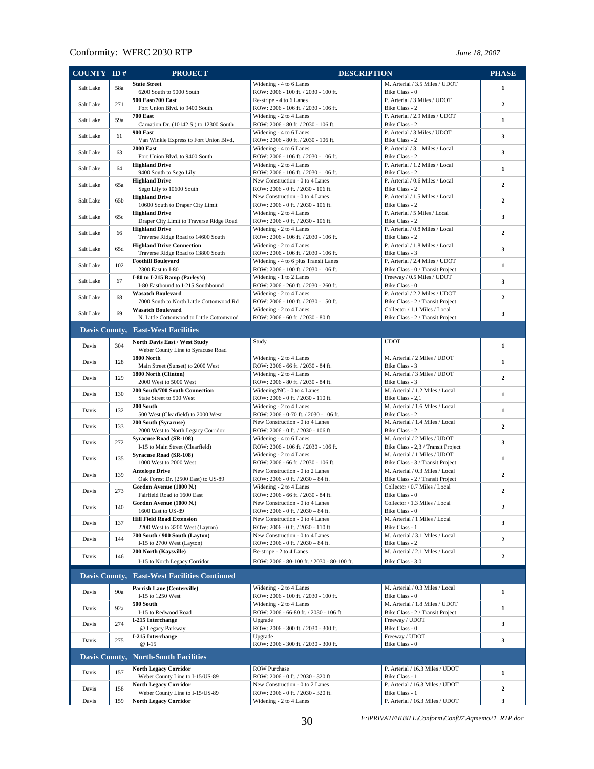| COUNTY | ID # | PROJECT | DESCRIPTION | | PHASE |
|---|---|---|---|---|---|
| Salt Lake | 58a | **State Street**<br>6200 South to 9000 South | Widening - 4 to 6 Lanes<br>ROW: 2006 - 100 ft. / 2030 - 100 ft. | M. Arterial / 3.5 Miles / UDOT<br>Bike Class - 0 | 1 |
| Salt Lake | 271 | **900 East/700 East**<br>Fort Union Blvd. to 9400 South | Re-stripe - 4 to 6 Lanes<br>ROW: 2006 - 106 ft. / 2030 - 106 ft. | P. Arterial / 3 Miles / UDOT<br>Bike Class - 2 | 2 |
| Salt Lake | 59a | **700 East**<br>Carnation Dr. (10142 S.) to 12300 South | Widening - 4 to 6 Lanes<br>ROW: 2006 - 80 ft. / 2030 - 106 ft. | P. Arterial / 2.9 Miles / UDOT<br>Bike Class - 2 | 1 |
| Salt Lake | 61 | **900 East**<br>Van Winkle Express to Fort Union Blvd. | Widening - 4 to 6 Lanes<br>ROW: 2006 - 80 ft. / 2030 - 106 ft. | P. Arterial / 3 Miles / UDOT<br>Bike Class - 2 | 3 |
| Salt Lake | 63 | **2000 East**<br>Fort Union Blvd. to 9400 South | Widening - 4 to 6 Lanes<br>ROW: 2006 - 106 ft. / 2030 - 106 ft. | P. Arterial / 3.1 Miles / Local<br>Bike Class - 2 | 3 |
| Salt Lake | 64 | **Highland Drive**<br>9400 South to Sego Lily | Widening - 2 to 4 Lanes<br>ROW: 2006 - 106 ft. / 2030 - 106 ft. | P. Arterial / 1.2 Miles / Local<br>Bike Class - 2 | 1 |
| Salt Lake | 65a | **Highland Drive**<br>Sego Lily to 10600 South | New Construction - 0 to 4 Lanes<br>ROW: 2006 - 0 ft. / 2030 - 106 ft. | P. Arterial / 0.6 Miles / Local<br>Bike Class - 2 | 2 |
| Salt Lake | 65b | **Highland Drive**<br>10600 South to Draper City Limit | New Construction - 0 to 4 Lanes<br>ROW: 2006 - 0 ft. / 2030 - 106 ft. | P. Arterial / 1.5 Miles / Local<br>Bike Class - 2 | 2 |
| Salt Lake | 65c | **Highland Drive**<br>Draper City Limit to Traverse Ridge Road | Widening - 2 to 4 Lanes<br>ROW: 2006 - 0 ft. / 2030 - 106 ft. | P. Arterial / 5 Miles / Local<br>Bike Class - 2 | 3 |
| Salt Lake | 66 | **Highland Drive**<br>Traverse Ridge Road to 14600 South | Widening - 2 to 4 Lanes<br>ROW: 2006 - 106 ft. / 2030 - 106 ft. | P. Arterial / 0.8 Miles / Local<br>Bike Class - 2 | 2 |
| Salt Lake | 65d | **Highland Drive Connection**<br>Traverse Ridge Road to 13800 South | Widening - 2 to 4 Lanes<br>ROW: 2006 - 106 ft. / 2030 - 106 ft. | P. Arterial / 1.8 Miles / Local<br>Bike Class - 3 | 3 |
| Salt Lake | 102 | **Foothill Boulevard**<br>2300 East to I-80 | Widening - 4 to 6 plus Transit Lanes<br>ROW: 2006 - 100 ft. / 2030 - 106 ft. | P. Arterial / 2.4 Miles / UDOT<br>Bike Class - 0 / Transit Project | 1 |
| Salt Lake | 67 | **I-80 to I-215 Ramp (Parley's)**<br>I-80 Eastbound to I-215 Southbound | Widening - 1 to 2 Lanes<br>ROW: 2006 - 260 ft. / 2030 - 260 ft. | Freeway / 0.5 Miles / UDOT<br>Bike Class - 0 | 3 |
| Salt Lake | 68 | **Wasatch Boulevard**<br>7000 South to North Little Cottonwood Rd | Widening - 2 to 4 Lanes<br>ROW: 2006 - 100 ft. / 2030 - 150 ft. | P. Arterial / 2.2 Miles / UDOT<br>Bike Class - 2 / Transit Project | 2 |
| Salt Lake | 69 | **Wasatch Boulevard**<br>N. Little Cottonwood to Little Cottonwood | Widening - 2 to 4 Lanes<br>ROW: 2006 - 60 ft. / 2030 - 80 ft. | Collector / 1.1 Miles / Local<br>Bike Class - 2 / Transit Project | 3 |
| **Davis County,** | | **East-West Facilities** | | | |
| Davis | 304 | **North Davis East / West Study**<br>Weber County Line to Syracuse Road | Study | UDOT | 1 |
| Davis | 128 | **1800 North**<br>Main Street (Sunset) to 2000 West | Widening - 2 to 4 Lanes<br>ROW: 2006 - 66 ft. / 2030 - 84 ft. | M. Arterial / 2 Miles / UDOT<br>Bike Class - 3 | 1 |
| Davis | 129 | **1800 North (Clinton)**<br>2000 West to 5000 West | Widening - 2 to 4 Lanes<br>ROW: 2006 - 80 ft. / 2030 - 84 ft. | M. Arterial / 3 Miles / UDOT<br>Bike Class - 3 | 2 |
| Davis | 130 | **200 South/700 South Connection**<br>State Street to 500 West | Widening/NC - 0 to 4 Lanes<br>ROW: 2006 - 0 ft. / 2030 - 110 ft. | M. Arterial / 1.2 Miles / Local<br>Bike Class - 2,1 | 1 |
| Davis | 132 | **200 South**<br>500 West (Clearfield) to 2000 West | Widening - 2 to 4 Lanes<br>ROW: 2006 - 0-70 ft. / 2030 - 106 ft. | M. Arterial / 1.6 Miles / Local<br>Bike Class - 2 | 1 |
| Davis | 133 | **200 South (Syracuse)**<br>2000 West to North Legacy Corridor | New Construction - 0 to 4 Lanes<br>ROW: 2006 - 0 ft. / 2030 - 106 ft. | M. Arterial / 1.4 Miles / Local<br>Bike Class - 2 | 2 |
| Davis | 272 | **Syracuse Road (SR-108)**<br>I-15 to Main Street (Clearfield) | Widening - 4 to 6 Lanes<br>ROW: 2006 - 106 ft. / 2030 - 106 ft. | M. Arterial / 2 Miles / UDOT<br>Bike Class - 2,3 / Transit Project | 3 |
| Davis | 135 | **Syracuse Road (SR-108)**<br>1000 West to 2000 West | Widening - 2 to 4 Lanes<br>ROW: 2006 - 66 ft. / 2030 - 106 ft. | M. Arterial / 1 Miles / UDOT<br>Bike Class - 3 / Transit Project | 1 |
| Davis | 139 | **Antelope Drive**<br>Oak Forest Dr. (2500 East) to US-89 | New Construction - 0 to 2 Lanes<br>ROW: 2006 - 0 ft. / 2030 – 84 ft. | M. Arterial / 0.3 Miles / Local<br>Bike Class - 2 / Transit Project | 2 |
| Davis | 273 | **Gordon Avenue (1000 N.)**<br>Fairfield Road to 1600 East | Widening - 2 to 4 Lanes<br>ROW: 2006 - 66 ft. / 2030 - 84 ft. | Collector / 0.7 Miles / Local<br>Bike Class - 0 | 2 |
| Davis | 140 | **Gordon Avenue (1000 N.)**<br>1600 East to US-89 | New Construction - 0 to 4 Lanes<br>ROW: 2006 - 0 ft. / 2030 – 84 ft. | Collector / 1.3 Miles / Local<br>Bike Class - 0 | 2 |
| Davis | 137 | **Hill Field Road Extension**<br>2200 West to 3200 West (Layton) | New Construction - 0 to 4 Lanes<br>ROW: 2006 - 0 ft. / 2030 - 110 ft. | M. Arterial / 1 Miles / Local<br>Bike Class - 1 | 3 |
| Davis | 144 | **700 South / 900 South (Layton)**<br>I-15 to 2700 West (Layton) | New Construction - 0 to 4 Lanes<br>ROW: 2006 - 0 ft. / 2030 – 84 ft. | M. Arterial / 3.1 Miles / Local<br>Bike Class - 2 | 2 |
| Davis | 146 | **200 North (Kaysville)**<br>I-15 to North Legacy Corridor | Re-stripe - 2 to 4 Lanes<br>ROW: 2006 - 80-100 ft. / 2030 - 80-100 ft. | M. Arterial / 2.1 Miles / Local<br>Bike Class - 3,0 | 2 |
| **Davis County,** | | **East-West Facilities Continued** | | | |
| Davis | 90a | **Parrish Lane (Centerville)**<br>I-15 to 1250 West | Widening - 2 to 4 Lanes<br>ROW: 2006 - 100 ft. / 2030 - 100 ft. | M. Arterial / 0.3 Miles / Local<br>Bike Class - 0 | 1 |
| Davis | 92a | **500 South**<br>I-15 to Redwood Road | Widening - 2 to 4 Lanes<br>ROW: 2006 - 66-80 ft. / 2030 - 106 ft. | M. Arterial / 1.8 Miles / UDOT<br>Bike Class - 2 / Transit Project | 1 |
| Davis | 274 | **I-215 Interchange**<br>@ Legacy Parkway | Upgrade<br>ROW: 2006 - 300 ft. / 2030 - 300 ft. | Freeway / UDOT<br>Bike Class - 0 | 3 |
| Davis | 275 | **I-215 Interchange**<br>@ I-15 | Upgrade<br>ROW: 2006 - 300 ft. / 2030 - 300 ft. | Freeway / UDOT<br>Bike Class - 0 | 3 |
| **Davis County,** | | **North-South Facilities** | | | |
| Davis | 157 | **North Legacy Corridor**<br>Weber County Line to I-15/US-89 | ROW Purchase<br>ROW: 2006 - 0 ft. / 2030 - 320 ft. | P. Arterial / 16.3 Miles / UDOT<br>Bike Class - 1 | 1 |
| Davis | 158 | **North Legacy Corridor**<br>Weber County Line to I-15/US-89 | New Construction - 0 to 2 Lanes<br>ROW: 2006 - 0 ft. / 2030 - 320 ft. | P. Arterial / 16.3 Miles / UDOT<br>Bike Class - 1 | 2 |
| Davis | 159 | **North Legacy Corridor** | Widening - 2 to 4 Lanes | P. Arterial / 16.3 Miles / UDOT | 3 |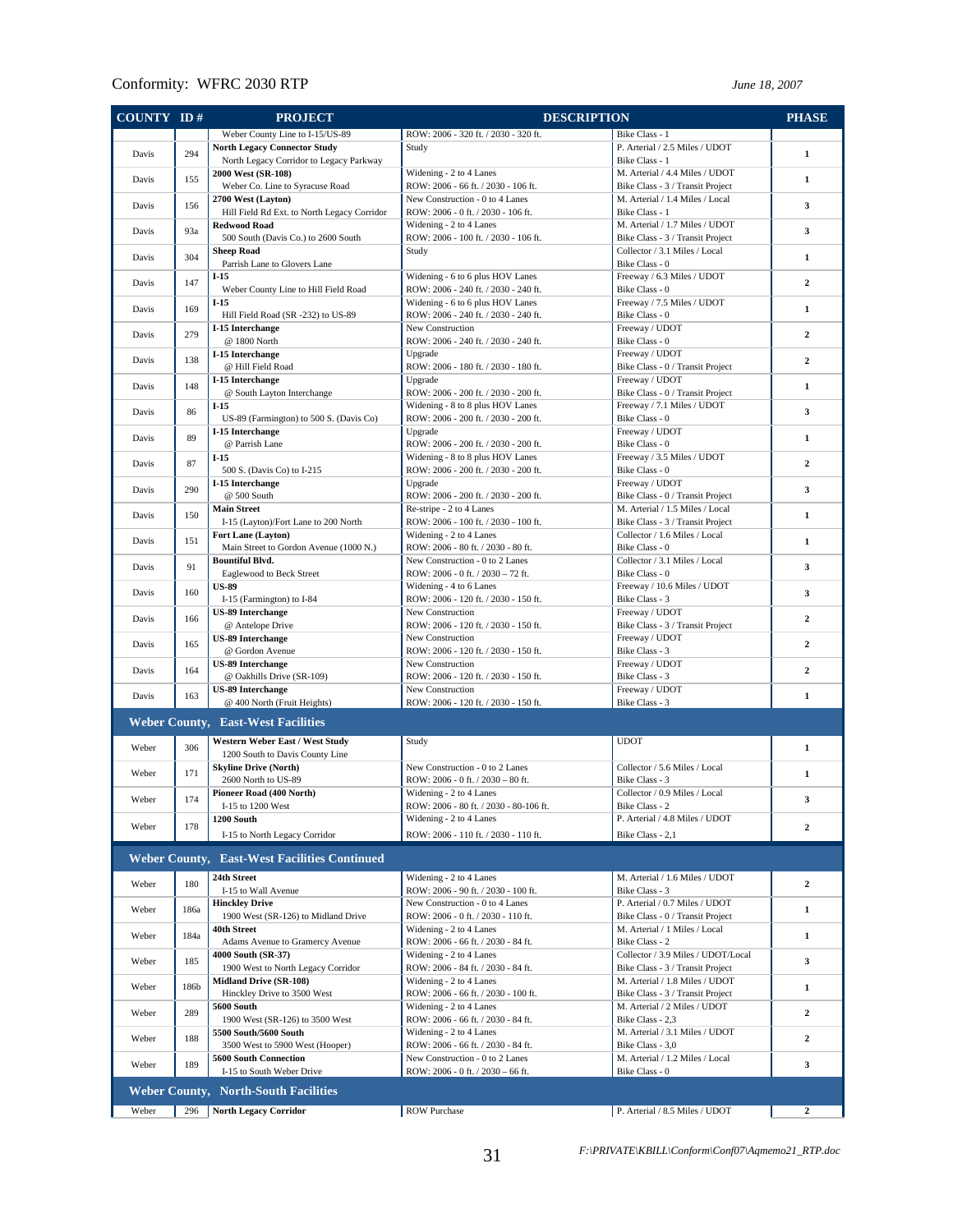| COUNTY | ID # | PROJECT | DESCRIPTION | | PHASE |
|---|---|---|---|---|---|
| | | Weber County Line to I-15/US-89 | ROW: 2006 - 320 ft. / 2030 - 320 ft. | Bike Class - 1 | |
| Davis | 294 | **North Legacy Connector Study**<br>North Legacy Corridor to Legacy Parkway | Study | P. Arterial / 2.5 Miles / UDOT<br>Bike Class - 1 | 1 |
| Davis | 155 | **2000 West (SR-108)**<br>Weber Co. Line to Syracuse Road | Widening - 2 to 4 Lanes<br>ROW: 2006 - 66 ft. / 2030 - 106 ft. | M. Arterial / 4.4 Miles / UDOT<br>Bike Class - 3 / Transit Project | 1 |
| Davis | 156 | **2700 West (Layton)**<br>Hill Field Rd Ext. to North Legacy Corridor | New Construction - 0 to 4 Lanes<br>ROW: 2006 - 0 ft. / 2030 - 106 ft. | M. Arterial / 1.4 Miles / Local<br>Bike Class - 1 | 3 |
| Davis | 93a | **Redwood Road**<br>500 South (Davis Co.) to 2600 South | Widening - 2 to 4 Lanes<br>ROW: 2006 - 100 ft. / 2030 - 106 ft. | M. Arterial / 1.7 Miles / UDOT<br>Bike Class - 3 / Transit Project | 3 |
| Davis | 304 | **Sheep Road**<br>Parrish Lane to Glovers Lane | Study | Collector / 3.1 Miles / Local<br>Bike Class - 0 | 1 |
| Davis | 147 | **I-15**<br>Weber County Line to Hill Field Road | Widening - 6 to 6 plus HOV Lanes<br>ROW: 2006 - 240 ft. / 2030 - 240 ft. | Freeway / 6.3 Miles / UDOT<br>Bike Class - 0 | 2 |
| Davis | 169 | **I-15**<br>Hill Field Road (SR -232) to US-89 | Widening - 6 to 6 plus HOV Lanes<br>ROW: 2006 - 240 ft. / 2030 - 240 ft. | Freeway / 7.5 Miles / UDOT<br>Bike Class - 0 | 1 |
| Davis | 279 | **I-15 Interchange**<br>@ 1800 North | New Construction<br>ROW: 2006 - 240 ft. / 2030 - 240 ft. | Freeway / UDOT<br>Bike Class - 0 | 2 |
| Davis | 138 | **I-15 Interchange**<br>@ Hill Field Road | Upgrade<br>ROW: 2006 - 180 ft. / 2030 - 180 ft. | Freeway / UDOT<br>Bike Class - 0 / Transit Project | 2 |
| Davis | 148 | **I-15 Interchange**<br>@ South Layton Interchange | Upgrade<br>ROW: 2006 - 200 ft. / 2030 - 200 ft. | Freeway / UDOT<br>Bike Class - 0 / Transit Project | 1 |
| Davis | 86 | **I-15**<br>US-89 (Farmington) to 500 S. (Davis Co) | Widening - 8 to 8 plus HOV Lanes<br>ROW: 2006 - 200 ft. / 2030 - 200 ft. | Freeway / 7.1 Miles / UDOT<br>Bike Class - 0 | 3 |
| Davis | 89 | **I-15 Interchange**<br>@ Parrish Lane | Upgrade<br>ROW: 2006 - 200 ft. / 2030 - 200 ft. | Freeway / UDOT<br>Bike Class - 0 | 1 |
| Davis | 87 | **I-15**<br>500 S. (Davis Co) to I-215 | Widening - 8 to 8 plus HOV Lanes<br>ROW: 2006 - 200 ft. / 2030 - 200 ft. | Freeway / 3.5 Miles / UDOT<br>Bike Class - 0 | 2 |
| Davis | 290 | **I-15 Interchange**<br>@ 500 South | Upgrade<br>ROW: 2006 - 200 ft. / 2030 - 200 ft. | Freeway / UDOT<br>Bike Class - 0 / Transit Project | 3 |
| Davis | 150 | **Main Street**<br>I-15 (Layton)/Fort Lane to 200 North | Re-stripe - 2 to 4 Lanes<br>ROW: 2006 - 100 ft. / 2030 - 100 ft. | M. Arterial / 1.5 Miles / Local<br>Bike Class - 3 / Transit Project | 1 |
| Davis | 151 | **Fort Lane (Layton)**<br>Main Street to Gordon Avenue (1000 N.) | Widening - 2 to 4 Lanes<br>ROW: 2006 - 80 ft. / 2030 - 80 ft. | Collector / 1.6 Miles / Local<br>Bike Class - 0 | 1 |
| Davis | 91 | **Bountiful Blvd.**<br>Eaglewood to Beck Street | New Construction - 0 to 2 Lanes<br>ROW: 2006 - 0 ft. / 2030 – 72 ft. | Collector / 3.1 Miles / Local<br>Bike Class - 0 | 3 |
| Davis | 160 | **US-89**<br>I-15 (Farmington) to I-84 | Widening - 4 to 6 Lanes<br>ROW: 2006 - 120 ft. / 2030 - 150 ft. | Freeway / 10.6 Miles / UDOT<br>Bike Class - 3 | 3 |
| Davis | 166 | **US-89 Interchange**<br>@ Antelope Drive | New Construction<br>ROW: 2006 - 120 ft. / 2030 - 150 ft. | Freeway / UDOT<br>Bike Class - 3 / Transit Project | 2 |
| Davis | 165 | **US-89 Interchange**<br>@ Gordon Avenue | New Construction<br>ROW: 2006 - 120 ft. / 2030 - 150 ft. | Freeway / UDOT<br>Bike Class - 3 | 2 |
| Davis | 164 | **US-89 Interchange**<br>@ Oakhills Drive (SR-109) | New Construction<br>ROW: 2006 - 120 ft. / 2030 - 150 ft. | Freeway / UDOT<br>Bike Class - 3 | 2 |
| Davis | 163 | **US-89 Interchange**<br>@ 400 North (Fruit Heights) | New Construction<br>ROW: 2006 - 120 ft. / 2030 - 150 ft. | Freeway / UDOT<br>Bike Class - 3 | 1 |
| **Weber County, East-West Facilities** | | | | | |
| Weber | 306 | **Western Weber East / West Study**<br>1200 South to Davis County Line | Study | UDOT | 1 |
| Weber | 171 | **Skyline Drive (North)**<br>2600 North to US-89 | New Construction - 0 to 2 Lanes<br>ROW: 2006 - 0 ft. / 2030 – 80 ft. | Collector / 5.6 Miles / Local<br>Bike Class - 3 | 1 |
| Weber | 174 | **Pioneer Road (400 North)**<br>I-15 to 1200 West | Widening - 2 to 4 Lanes<br>ROW: 2006 - 80 ft. / 2030 - 80-106 ft. | Collector / 0.9 Miles / Local<br>Bike Class - 2 | 3 |
| Weber | 178 | **1200 South**<br>I-15 to North Legacy Corridor | Widening - 2 to 4 Lanes<br>ROW: 2006 - 110 ft. / 2030 - 110 ft. | P. Arterial / 4.8 Miles / UDOT<br>Bike Class - 2,1 | 2 |
| **Weber County, East-West Facilities Continued** | | | | | |
| Weber | 180 | **24th Street**<br>I-15 to Wall Avenue | Widening - 2 to 4 Lanes<br>ROW: 2006 - 90 ft. / 2030 - 100 ft. | M. Arterial / 1.6 Miles / UDOT<br>Bike Class - 3 | 2 |
| Weber | 186a | **Hinckley Drive**<br>1900 West (SR-126) to Midland Drive | New Construction - 0 to 4 Lanes<br>ROW: 2006 - 0 ft. / 2030 - 110 ft. | P. Arterial / 0.7 Miles / UDOT<br>Bike Class - 0 / Transit Project | 1 |
| Weber | 184a | **40th Street**<br>Adams Avenue to Gramercy Avenue | Widening - 2 to 4 Lanes<br>ROW: 2006 - 66 ft. / 2030 - 84 ft. | M. Arterial / 1 Miles / Local<br>Bike Class - 2 | 1 |
| Weber | 185 | **4000 South (SR-37)**<br>1900 West to North Legacy Corridor | Widening - 2 to 4 Lanes<br>ROW: 2006 - 84 ft. / 2030 - 84 ft. | Collector / 3.9 Miles / UDOT/Local<br>Bike Class - 3 / Transit Project | 3 |
| Weber | 186b | **Midland Drive (SR-108)**<br>Hinckley Drive to 3500 West | Widening - 2 to 4 Lanes<br>ROW: 2006 - 66 ft. / 2030 - 100 ft. | M. Arterial / 1.8 Miles / UDOT<br>Bike Class - 3 / Transit Project | 1 |
| Weber | 289 | **5600 South**<br>1900 West (SR-126) to 3500 West | Widening - 2 to 4 Lanes<br>ROW: 2006 - 66 ft. / 2030 - 84 ft. | M. Arterial / 2 Miles / UDOT<br>Bike Class - 2,3 | 2 |
| Weber | 188 | **5500 South/5600 South**<br>3500 West to 5900 West (Hooper) | Widening - 2 to 4 Lanes<br>ROW: 2006 - 66 ft. / 2030 - 84 ft. | M. Arterial / 3.1 Miles / UDOT<br>Bike Class - 3,0 | 2 |
| Weber | 189 | **5600 South Connection**<br>I-15 to South Weber Drive | New Construction - 0 to 2 Lanes<br>ROW: 2006 - 0 ft. / 2030 – 66 ft. | M. Arterial / 1.2 Miles / Local<br>Bike Class - 0 | 3 |
| **Weber County, North-South Facilities** | | | | | |
| Weber | 296 | **North Legacy Corridor** | ROW Purchase | P. Arterial / 8.5 Miles / UDOT | 2 |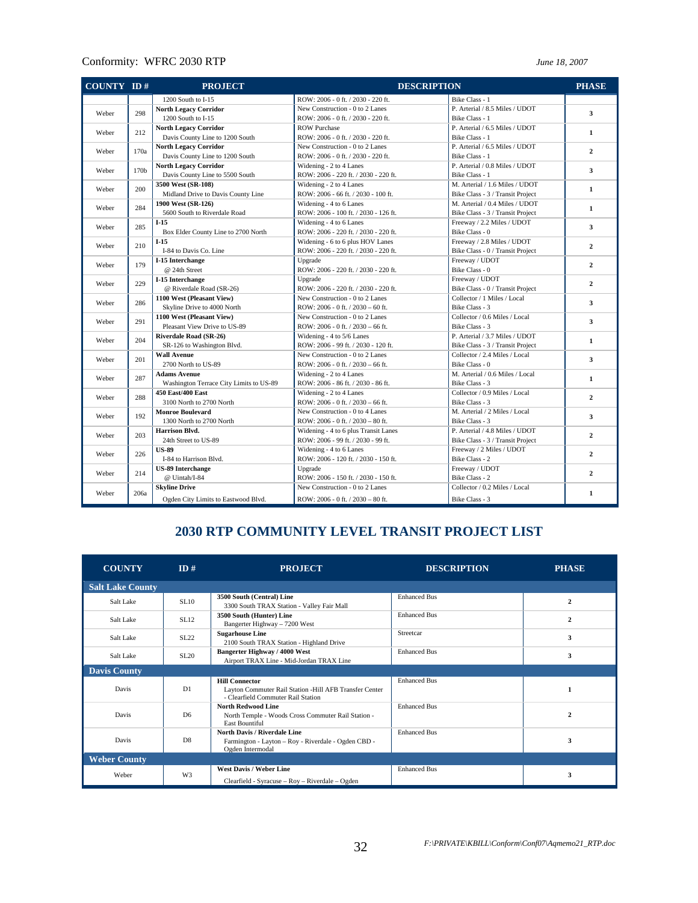Conformity: WFRC 2030 RTP *June 18, 2007*

| COUNTY | ID # | PROJECT | DESCRIPTION | | PHASE |
|---|---|---|---|---|---|
| | | 1200 South to I-15 | ROW: 2006 - 0 ft. / 2030 - 220 ft. | Bike Class - 1 | |
| Weber | 298 | **North Legacy Corridor**<br>1200 South to I-15 | New Construction - 0 to 2 Lanes<br>ROW: 2006 - 0 ft. / 2030 - 220 ft. | P. Arterial / 8.5 Miles / UDOT<br>Bike Class - 1 | 3 |
| Weber | 212 | **North Legacy Corridor**<br>Davis County Line to 1200 South | ROW Purchase<br>ROW: 2006 - 0 ft. / 2030 - 220 ft. | P. Arterial / 6.5 Miles / UDOT<br>Bike Class - 1 | 1 |
| Weber | 170a | **North Legacy Corridor**<br>Davis County Line to 1200 South | New Construction - 0 to 2 Lanes<br>ROW: 2006 - 0 ft. / 2030 - 220 ft. | P. Arterial / 6.5 Miles / UDOT<br>Bike Class - 1 | 2 |
| Weber | 170b | **North Legacy Corridor**<br>Davis County Line to 5500 South | Widening - 2 to 4 Lanes<br>ROW: 2006 - 220 ft. / 2030 - 220 ft. | P. Arterial / 0.8 Miles / UDOT<br>Bike Class - 1 | 3 |
| Weber | 200 | **3500 West (SR-108)**<br>Midland Drive to Davis County Line | Widening - 2 to 4 Lanes<br>ROW: 2006 - 66 ft. / 2030 - 100 ft. | M. Arterial / 1.6 Miles / UDOT<br>Bike Class - 3 / Transit Project | 1 |
| Weber | 284 | **1900 West (SR-126)**<br>5600 South to Riverdale Road | Widening - 4 to 6 Lanes<br>ROW: 2006 - 100 ft. / 2030 - 126 ft. | M. Arterial / 0.4 Miles / UDOT<br>Bike Class - 3 / Transit Project | 1 |
| Weber | 285 | **I-15**<br>Box Elder County Line to 2700 North | Widening - 4 to 6 Lanes<br>ROW: 2006 - 220 ft. / 2030 - 220 ft. | Freeway / 2.2 Miles / UDOT<br>Bike Class - 0 | 3 |
| Weber | 210 | **I-15**<br>I-84 to Davis Co. Line | Widening - 6 to 6 plus HOV Lanes<br>ROW: 2006 - 220 ft. / 2030 - 220 ft. | Freeway / 2.8 Miles / UDOT<br>Bike Class - 0 / Transit Project | 2 |
| Weber | 179 | **I-15 Interchange**<br>@ 24th Street | Upgrade<br>ROW: 2006 - 220 ft. / 2030 - 220 ft. | Freeway / UDOT<br>Bike Class - 0 | 2 |
| Weber | 229 | **I-15 Interchange**<br>@ Riverdale Road (SR-26) | Upgrade<br>ROW: 2006 - 220 ft. / 2030 - 220 ft. | Freeway / UDOT<br>Bike Class - 0 / Transit Project | 2 |
| Weber | 286 | **1100 West (Pleasant View)**<br>Skyline Drive to 4000 North | New Construction - 0 to 2 Lanes<br>ROW: 2006 - 0 ft. / 2030 – 60 ft. | Collector / 1 Miles / Local<br>Bike Class - 3 | 3 |
| Weber | 291 | **1100 West (Pleasant View)**<br>Pleasant View Drive to US-89 | New Construction - 0 to 2 Lanes<br>ROW: 2006 - 0 ft. / 2030 – 66 ft. | Collector / 0.6 Miles / Local<br>Bike Class - 3 | 3 |
| Weber | 204 | **Riverdale Road (SR-26)**<br>SR-126 to Washington Blvd. | Widening - 4 to 5/6 Lanes<br>ROW: 2006 - 99 ft. / 2030 - 120 ft. | P. Arterial / 3.7 Miles / UDOT<br>Bike Class - 3 / Transit Project | 1 |
| Weber | 201 | **Wall Avenue**<br>2700 North to US-89 | New Construction - 0 to 2 Lanes<br>ROW: 2006 - 0 ft. / 2030 – 66 ft. | Collector / 2.4 Miles / Local<br>Bike Class - 0 | 3 |
| Weber | 287 | **Adams Avenue**<br>Washington Terrace City Limits to US-89 | Widening - 2 to 4 Lanes<br>ROW: 2006 - 86 ft. / 2030 - 86 ft. | M. Arterial / 0.6 Miles / Local<br>Bike Class - 3 | 1 |
| Weber | 288 | **450 East/400 East**<br>3100 North to 2700 North | Widening - 2 to 4 Lanes<br>ROW: 2006 - 0 ft. / 2030 – 66 ft. | Collector / 0.9 Miles / Local<br>Bike Class - 3 | 2 |
| Weber | 192 | **Monroe Boulevard**<br>1300 North to 2700 North | New Construction - 0 to 4 Lanes<br>ROW: 2006 - 0 ft. / 2030 – 80 ft. | M. Arterial / 2 Miles / Local<br>Bike Class - 3 | 3 |
| Weber | 203 | **Harrison Blvd.**<br>24th Street to US-89 | Widening - 4 to 6 plus Transit Lanes<br>ROW: 2006 - 99 ft. / 2030 - 99 ft. | P. Arterial / 4.8 Miles / UDOT<br>Bike Class - 3 / Transit Project | 2 |
| Weber | 226 | **US-89**<br>I-84 to Harrison Blvd. | Widening - 4 to 6 Lanes<br>ROW: 2006 - 120 ft. / 2030 - 150 ft. | Freeway / 2 Miles / UDOT<br>Bike Class - 2 | 2 |
| Weber | 214 | **US-89 Interchange**<br>@ Uintah/I-84 | Upgrade<br>ROW: 2006 - 150 ft. / 2030 - 150 ft. | Freeway / UDOT<br>Bike Class - 2 | 2 |
| Weber | 206a | **Skyline Drive**<br>Ogden City Limits to Eastwood Blvd. | New Construction - 0 to 2 Lanes<br>ROW: 2006 - 0 ft. / 2030 – 80 ft. | Collector / 0.2 Miles / Local<br>Bike Class - 3 | 1 |

## 2030 RTP COMMUNITY LEVEL TRANSIT PROJECT LIST

| COUNTY | ID # | PROJECT | DESCRIPTION | PHASE |
|---|---|---|---|---|
| **Salt Lake County** | | | | |
| Salt Lake | SL10 | **3500 South (Central) Line**<br>3300 South TRAX Station - Valley Fair Mall | Enhanced Bus | 2 |
| Salt Lake | SL12 | **3500 South (Hunter) Line**<br>Bangerter Highway – 7200 West | Enhanced Bus | 2 |
| Salt Lake | SL22 | **Sugarhouse Line**<br>2100 South TRAX Station - Highland Drive | Streetcar | 3 |
| Salt Lake | SL20 | **Bangerter Highway / 4000 West**<br>Airport TRAX Line - Mid-Jordan TRAX Line | Enhanced Bus | 3 |
| **Davis County** | | | | |
| Davis | D1 | **Hill Connector**<br>Layton Commuter Rail Station -Hill AFB Transfer Center - Clearfield Commuter Rail Station | Enhanced Bus | 1 |
| Davis | D6 | **North Redwood Line**<br>North Temple - Woods Cross Commuter Rail Station - East Bountiful | Enhanced Bus | 2 |
| Davis | D8 | **North Davis / Riverdale Line**<br>Farmington - Layton – Roy - Riverdale - Ogden CBD - Ogden Intermodal | Enhanced Bus | 3 |
| **Weber County** | | | | |
| Weber | W3 | **West Davis / Weber Line**<br>Clearfield - Syracuse – Roy – Riverdale – Ogden | Enhanced Bus | 3 |

F:\PRIVATE\KBILL\Conform\Conf07\Aqmemo21_RTP.doc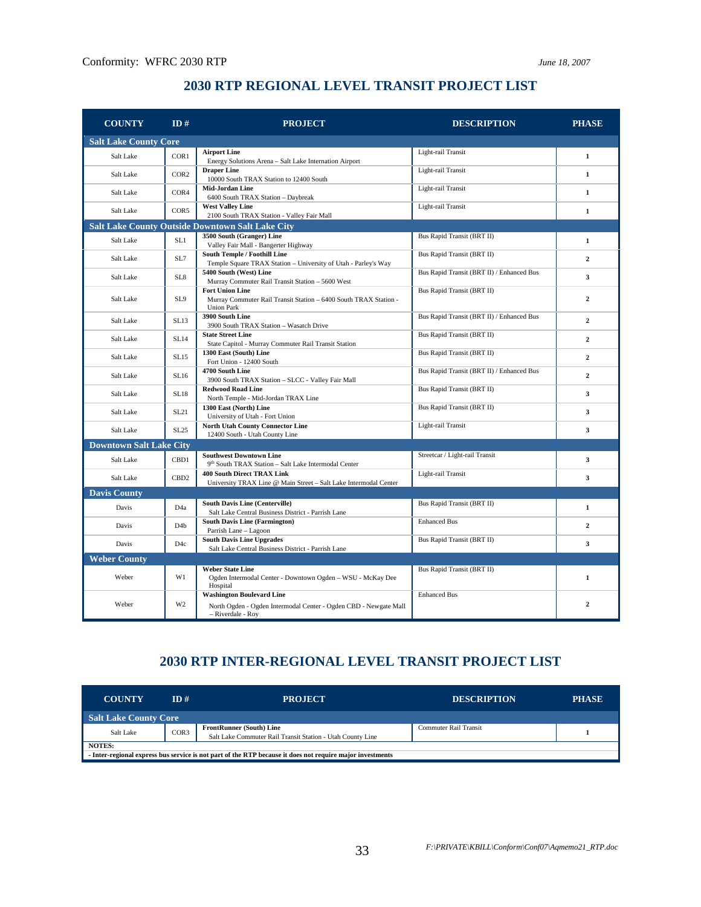## 2030 RTP REGIONAL LEVEL TRANSIT PROJECT LIST

| COUNTY | ID # | PROJECT | DESCRIPTION | PHASE |
|---|---|---|---|---|
| **Salt Lake County Core** | | | | |
| Salt Lake | COR1 | **Airport Line** Energy Solutions Arena – Salt Lake Internation Airport | Light-rail Transit | 1 |
| Salt Lake | COR2 | **Draper Line** 10000 South TRAX Station to 12400 South | Light-rail Transit | 1 |
| Salt Lake | COR4 | **Mid-Jordan Line** 6400 South TRAX Station – Daybreak | Light-rail Transit | 1 |
| Salt Lake | COR5 | **West Valley Line** 2100 South TRAX Station - Valley Fair Mall | Light-rail Transit | 1 |
| **Salt Lake County Outside Downtown Salt Lake City** | | | | |
| Salt Lake | SL1 | **3500 South (Granger) Line** Valley Fair Mall - Bangerter Highway | Bus Rapid Transit (BRT II) | 1 |
| Salt Lake | SL7 | **South Temple / Foothill Line** Temple Square TRAX Station – University of Utah - Parley's Way | Bus Rapid Transit (BRT II) | 2 |
| Salt Lake | SL8 | **5400 South (West) Line** Murray Commuter Rail Transit Station – 5600 West | Bus Rapid Transit (BRT II) / Enhanced Bus | 3 |
| Salt Lake | SL9 | **Fort Union Line** Murray Commuter Rail Transit Station – 6400 South TRAX Station - Union Park | Bus Rapid Transit (BRT II) | 2 |
| Salt Lake | SL13 | **3900 South Line** 3900 South TRAX Station – Wasatch Drive | Bus Rapid Transit (BRT II) / Enhanced Bus | 2 |
| Salt Lake | SL14 | **State Street Line** State Capitol - Murray Commuter Rail Transit Station | Bus Rapid Transit (BRT II) | 2 |
| Salt Lake | SL15 | **1300 East (South) Line** Fort Union - 12400 South | Bus Rapid Transit (BRT II) | 2 |
| Salt Lake | SL16 | **4700 South Line** 3900 South TRAX Station – SLCC - Valley Fair Mall | Bus Rapid Transit (BRT II) / Enhanced Bus | 2 |
| Salt Lake | SL18 | **Redwood Road Line** North Temple - Mid-Jordan TRAX Line | Bus Rapid Transit (BRT II) | 3 |
| Salt Lake | SL21 | **1300 East (North) Line** University of Utah - Fort Union | Bus Rapid Transit (BRT II) | 3 |
| Salt Lake | SL25 | **North Utah County Connector Line** 12400 South - Utah County Line | Light-rail Transit | 3 |
| **Downtown Salt Lake City** | | | | |
| Salt Lake | CBD1 | **Southwest Downtown Line** 9th South TRAX Station – Salt Lake Intermodal Center | Streetcar / Light-rail Transit | 3 |
| Salt Lake | CBD2 | **400 South Direct TRAX Link** University TRAX Line @ Main Street – Salt Lake Intermodal Center | Light-rail Transit | 3 |
| **Davis County** | | | | |
| Davis | D4a | **South Davis Line (Centerville)** Salt Lake Central Business District - Parrish Lane | Bus Rapid Transit (BRT II) | 1 |
| Davis | D4b | **South Davis Line (Farmington)** Parrish Lane – Lagoon | Enhanced Bus | 2 |
| Davis | D4c | **South Davis Line Upgrades** Salt Lake Central Business District - Parrish Lane | Bus Rapid Transit (BRT II) | 3 |
| **Weber County** | | | | |
| Weber | W1 | **Weber State Line** Ogden Intermodal Center - Downtown Ogden – WSU - McKay Dee Hospital | Bus Rapid Transit (BRT II) | 1 |
| Weber | W2 | **Washington Boulevard Line** North Ogden - Ogden Intermodal Center - Ogden CBD - Newgate Mall – Riverdale - Roy | Enhanced Bus | 2 |

## 2030 RTP INTER-REGIONAL LEVEL TRANSIT PROJECT LIST

| COUNTY | ID # | PROJECT | DESCRIPTION | PHASE |
|---|---|---|---|---|
| **Salt Lake County Core** | | | | |
| Salt Lake | COR3 | **FrontRunner (South) Line** Salt Lake Commuter Rail Transit Station - Utah County Line | Commuter Rail Transit | 1 |

**NOTES:**
**- Inter-regional express bus service is not part of the RTP because it does not require major investments**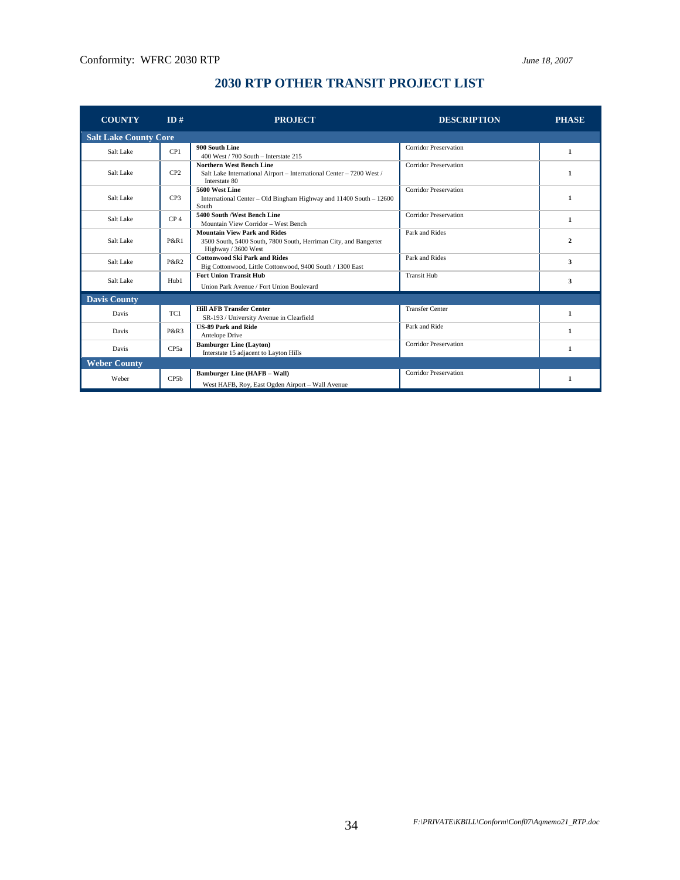# 2030 RTP OTHER TRANSIT PROJECT LIST

| COUNTY | ID # | PROJECT | DESCRIPTION | PHASE |
|---|---|---|---|---|
| **Salt Lake County Core** | | | | |
| Salt Lake | CP1 | **900 South Line** 400 West / 700 South – Interstate 215 | Corridor Preservation | 1 |
| Salt Lake | CP2 | **Northern West Bench Line** Salt Lake International Airport – International Center – 7200 West / Interstate 80 | Corridor Preservation | 1 |
| Salt Lake | CP3 | **5600 West Line** International Center – Old Bingham Highway and 11400 South – 12600 South | Corridor Preservation | 1 |
| Salt Lake | CP 4 | **5400 South /West Bench Line** Mountain View Corridor – West Bench | Corridor Preservation | 1 |
| Salt Lake | P&R1 | **Mountain View Park and Rides** 3500 South, 5400 South, 7800 South, Herriman City, and Bangerter Highway / 3600 West | Park and Rides | 2 |
| Salt Lake | P&R2 | **Cottonwood Ski Park and Rides** Big Cottonwood, Little Cottonwood, 9400 South / 1300 East | Park and Rides | 3 |
| Salt Lake | Hub1 | **Fort Union Transit Hub** Union Park Avenue / Fort Union Boulevard | Transit Hub | 3 |
| **Davis County** | | | | |
| Davis | TC1 | **Hill AFB Transfer Center** SR-193 / University Avenue in Clearfield | Transfer Center | 1 |
| Davis | P&R3 | **US-89 Park and Ride** Antelope Drive | Park and Ride | 1 |
| Davis | CP5a | **Bamburger Line (Layton)** Interstate 15 adjacent to Layton Hills | Corridor Preservation | 1 |
| **Weber County** | | | | |
| Weber | CP5b | **Bamburger Line (HAFB – Wall)** West HAFB, Roy, East Ogden Airport – Wall Avenue | Corridor Preservation | 1 |